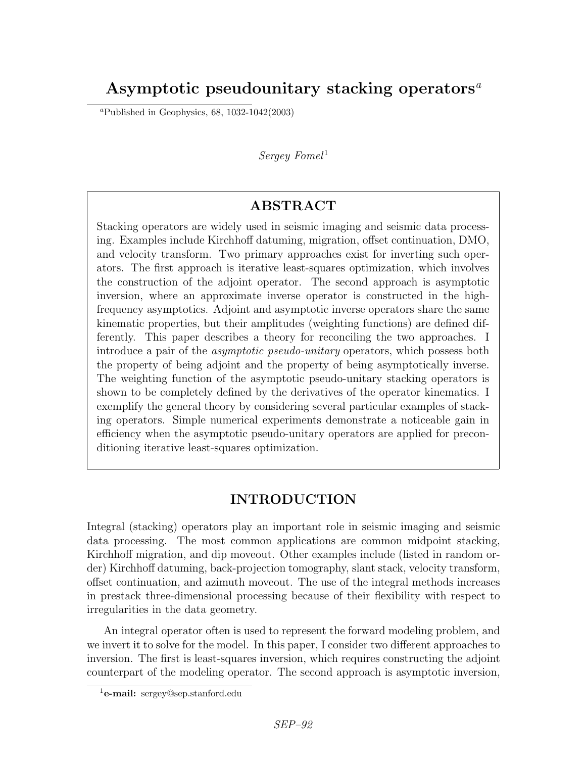# Asymptotic pseudounitary stacking operators[a]

[a]Published in Geophysics, 68, 1032-1042(2003)

*Sergey Fomel*[1]

## ABSTRACT

Stacking operators are widely used in seismic imaging and seismic data processing. Examples include Kirchhoff datuming, migration, offset continuation, DMO, and velocity transform. Two primary approaches exist for inverting such operators. The first approach is iterative least-squares optimization, which involves the construction of the adjoint operator. The second approach is asymptotic inversion, where an approximate inverse operator is constructed in the high-frequency asymptotics. Adjoint and asymptotic inverse operators share the same kinematic properties, but their amplitudes (weighting functions) are defined differently. This paper describes a theory for reconciling the two approaches. I introduce a pair of the *asymptotic pseudo-unitary* operators, which possess both the property of being adjoint and the property of being asymptotically inverse. The weighting function of the asymptotic pseudo-unitary stacking operators is shown to be completely defined by the derivatives of the operator kinematics. I exemplify the general theory by considering several particular examples of stacking operators. Simple numerical experiments demonstrate a noticeable gain in efficiency when the asymptotic pseudo-unitary operators are applied for preconditioning iterative least-squares optimization.

## INTRODUCTION

Integral (stacking) operators play an important role in seismic imaging and seismic data processing. The most common applications are common midpoint stacking, Kirchhoff migration, and dip moveout. Other examples include (listed in random order) Kirchhoff datuming, back-projection tomography, slant stack, velocity transform, offset continuation, and azimuth moveout. The use of the integral methods increases in prestack three-dimensional processing because of their flexibility with respect to irregularities in the data geometry.

An integral operator often is used to represent the forward modeling problem, and we invert it to solve for the model. In this paper, I consider two different approaches to inversion. The first is least-squares inversion, which requires constructing the adjoint counterpart of the modeling operator. The second approach is asymptotic inversion,

[1]**e-mail:** sergey@sep.stanford.edu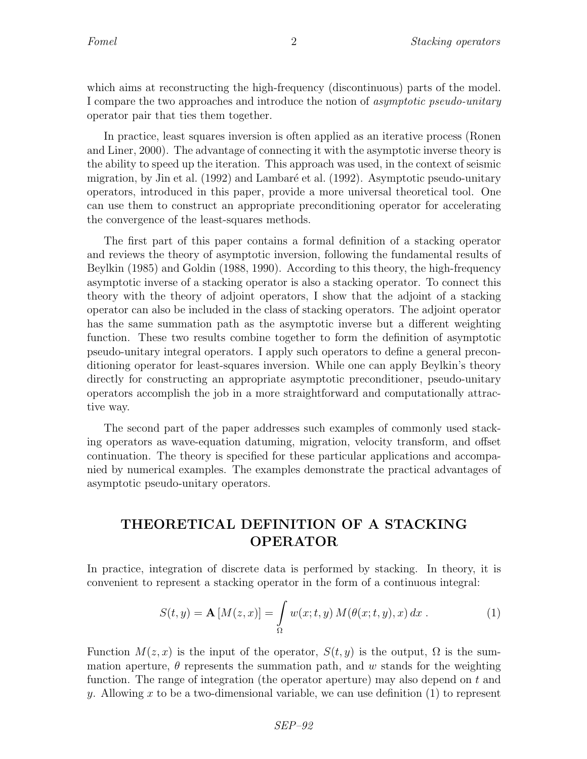which aims at reconstructing the high-frequency (discontinuous) parts of the model. I compare the two approaches and introduce the notion of *asymptotic pseudo-unitary* operator pair that ties them together.

In practice, least squares inversion is often applied as an iterative process (Ronen and Liner, 2000). The advantage of connecting it with the asymptotic inverse theory is the ability to speed up the iteration. This approach was used, in the context of seismic migration, by Jin et al. (1992) and Lambaré et al. (1992). Asymptotic pseudo-unitary operators, introduced in this paper, provide a more universal theoretical tool. One can use them to construct an appropriate preconditioning operator for accelerating the convergence of the least-squares methods.

The first part of this paper contains a formal definition of a stacking operator and reviews the theory of asymptotic inversion, following the fundamental results of Beylkin (1985) and Goldin (1988, 1990). According to this theory, the high-frequency asymptotic inverse of a stacking operator is also a stacking operator. To connect this theory with the theory of adjoint operators, I show that the adjoint of a stacking operator can also be included in the class of stacking operators. The adjoint operator has the same summation path as the asymptotic inverse but a different weighting function. These two results combine together to form the definition of asymptotic pseudo-unitary integral operators. I apply such operators to define a general preconditioning operator for least-squares inversion. While one can apply Beylkin's theory directly for constructing an appropriate asymptotic preconditioner, pseudo-unitary operators accomplish the job in a more straightforward and computationally attractive way.

The second part of the paper addresses such examples of commonly used stacking operators as wave-equation datuming, migration, velocity transform, and offset continuation. The theory is specified for these particular applications and accompanied by numerical examples. The examples demonstrate the practical advantages of asymptotic pseudo-unitary operators.

## THEORETICAL DEFINITION OF A STACKING OPERATOR

In practice, integration of discrete data is performed by stacking. In theory, it is convenient to represent a stacking operator in the form of a continuous integral:

$$S(t,y) = \mathbf{A}\left[M(z,x)\right] = \int\limits_{\Omega} w(x;t,y)\, M(\theta(x;t,y),x)\, dx \; . \tag{1}$$

Function $M(z,x)$ is the input of the operator, $S(t,y)$ is the output, $\Omega$ is the summation aperture, $\theta$ represents the summation path, and $w$ stands for the weighting function. The range of integration (the operator aperture) may also depend on $t$ and $y$. Allowing $x$ to be a two-dimensional variable, we can use definition (1) to represent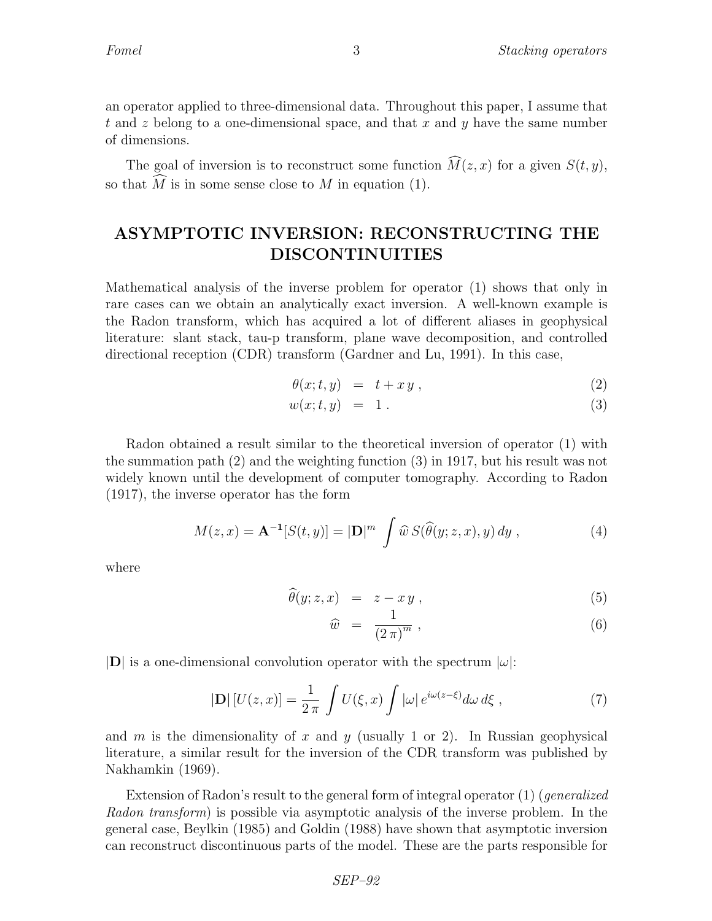an operator applied to three-dimensional data. Throughout this paper, I assume that $t$ and $z$ belong to a one-dimensional space, and that $x$ and $y$ have the same number of dimensions.

The goal of inversion is to reconstruct some function $\widehat{M}(z,x)$ for a given $S(t,y)$, so that $\widehat{M}$ is in some sense close to $M$ in equation (1).

## ASYMPTOTIC INVERSION: RECONSTRUCTING THE DISCONTINUITIES

Mathematical analysis of the inverse problem for operator (1) shows that only in rare cases can we obtain an analytically exact inversion. A well-known example is the Radon transform, which has acquired a lot of different aliases in geophysical literature: slant stack, tau-p transform, plane wave decomposition, and controlled directional reception (CDR) transform (Gardner and Lu, 1991). In this case,

$$\theta(x;t,y) \;=\; t + x\,y\;, \tag{2}$$

$$w(x;t,y) \;=\; 1\;. \tag{3}$$

Radon obtained a result similar to the theoretical inversion of operator (1) with the summation path (2) and the weighting function (3) in 1917, but his result was not widely known until the development of computer tomography. According to Radon (1917), the inverse operator has the form

$$M(z,x) = \mathbf{A^{-1}}[S(t,y)] = |\mathbf{D}|^m \int \widehat{w}\, S(\widehat{\theta}(y;z,x),y)\,dy\;, \tag{4}$$

where

$$\widehat{\theta}(y;z,x) \;=\; z - x\,y\;, \tag{5}$$

$$\widehat{w} \;=\; \frac{1}{(2\,\pi)^m}\;, \tag{6}$$

$|\mathbf{D}|$ is a one-dimensional convolution operator with the spectrum $|\omega|$:

$$|\mathbf{D}|\,[U(z,x)] = \frac{1}{2\,\pi}\int U(\xi,x)\int |\omega|\,e^{i\omega(z-\xi)}d\omega\,d\xi\;, \tag{7}$$

and $m$ is the dimensionality of $x$ and $y$ (usually 1 or 2). In Russian geophysical literature, a similar result for the inversion of the CDR transform was published by Nakhamkin (1969).

Extension of Radon's result to the general form of integral operator (1) (*generalized Radon transform*) is possible via asymptotic analysis of the inverse problem. In the general case, Beylkin (1985) and Goldin (1988) have shown that asymptotic inversion can reconstruct discontinuous parts of the model. These are the parts responsible for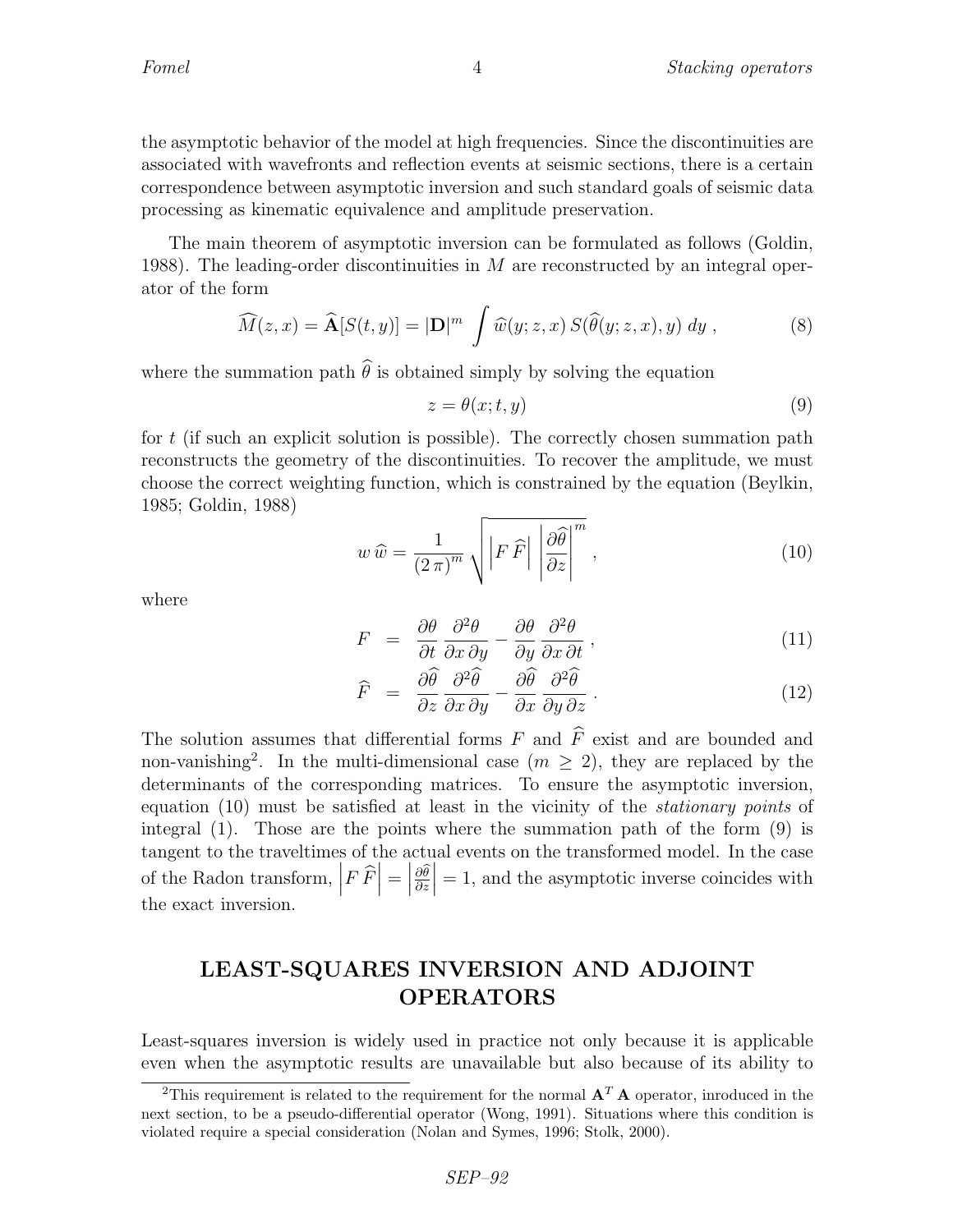the asymptotic behavior of the model at high frequencies. Since the discontinuities are associated with wavefronts and reflection events at seismic sections, there is a certain correspondence between asymptotic inversion and such standard goals of seismic data processing as kinematic equivalence and amplitude preservation.

The main theorem of asymptotic inversion can be formulated as follows (Goldin, 1988). The leading-order discontinuities in $M$ are reconstructed by an integral operator of the form

$$\widehat{M}(z,x) = \widehat{\mathbf{A}}[S(t,y)] = |\mathbf{D}|^m \int \widehat{w}(y;z,x)\, S(\widehat{\theta}(y;z,x),y)\; dy\;, \tag{8}$$

where the summation path $\widehat{\theta}$ is obtained simply by solving the equation

$$z = \theta(x;t,y) \tag{9}$$

for $t$ (if such an explicit solution is possible). The correctly chosen summation path reconstructs the geometry of the discontinuities. To recover the amplitude, we must choose the correct weighting function, which is constrained by the equation (Beylkin, 1985; Goldin, 1988)

$$w\,\widehat{w} = \frac{1}{(2\,\pi)^m}\sqrt{\left|F\,\widehat{F}\right|\,\left|\frac{\partial\widehat{\theta}}{\partial z}\right|^m}\;, \tag{10}$$

where

$$F \;=\; \frac{\partial\theta}{\partial t}\,\frac{\partial^2\theta}{\partial x\,\partial y} - \frac{\partial\theta}{\partial y}\,\frac{\partial^2\theta}{\partial x\,\partial t}\;, \tag{11}$$

$$\widehat{F} \;=\; \frac{\partial\widehat{\theta}}{\partial z}\,\frac{\partial^2\widehat{\theta}}{\partial x\,\partial y} - \frac{\partial\widehat{\theta}}{\partial x}\,\frac{\partial^2\widehat{\theta}}{\partial y\,\partial z}\;. \tag{12}$$

The solution assumes that differential forms $F$ and $\widehat{F}$ exist and are bounded and non-vanishing[2]. In the multi-dimensional case ($m \geq 2$), they are replaced by the determinants of the corresponding matrices. To ensure the asymptotic inversion, equation (10) must be satisfied at least in the vicinity of the *stationary points* of integral (1). Those are the points where the summation path of the form (9) is tangent to the traveltimes of the actual events on the transformed model. In the case of the Radon transform, $\left|F\,\widehat{F}\right| = \left|\frac{\partial\widehat{\theta}}{\partial z}\right| = 1$, and the asymptotic inverse coincides with the exact inversion.

## LEAST-SQUARES INVERSION AND ADJOINT OPERATORS

Least-squares inversion is widely used in practice not only because it is applicable even when the asymptotic results are unavailable but also because of its ability to

[2] This requirement is related to the requirement for the normal $\mathbf{A}^T\,\mathbf{A}$ operator, inroduced in the next section, to be a pseudo-differential operator (Wong, 1991). Situations where this condition is violated require a special consideration (Nolan and Symes, 1996; Stolk, 2000).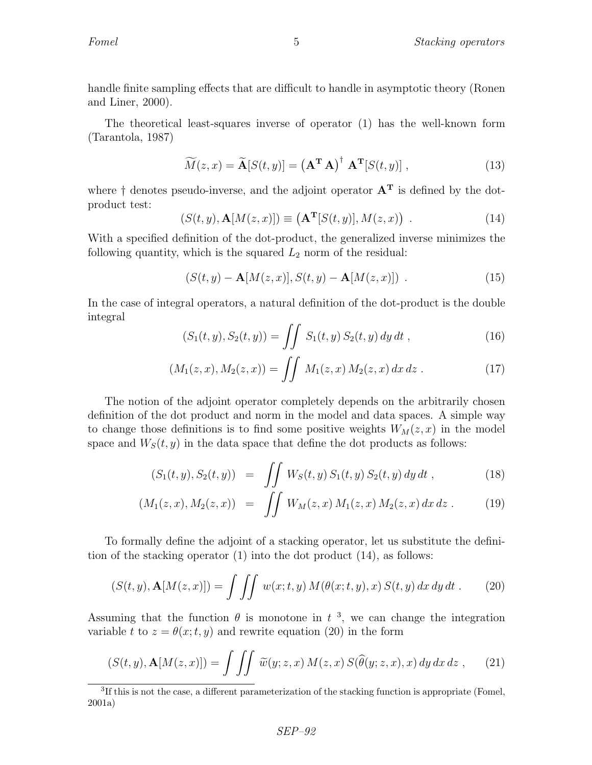handle finite sampling effects that are difficult to handle in asymptotic theory (Ronen and Liner, 2000).

The theoretical least-squares inverse of operator (1) has the well-known form (Tarantola, 1987)

$$\widetilde{M}(z,x) = \widetilde{\mathbf{A}}[S(t,y)] = \left(\mathbf{A}^{\mathbf{T}}\,\mathbf{A}\right)^{\dagger}\,\mathbf{A}^{\mathbf{T}}[S(t,y)]\;, \tag{13}$$

where $\dagger$ denotes pseudo-inverse, and the adjoint operator $\mathbf{A}^{\mathbf{T}}$ is defined by the dot-product test:

$$\left(S(t,y), \mathbf{A}[M(z,x)]\right) \equiv \left(\mathbf{A}^{\mathbf{T}}[S(t,y)], M(z,x)\right)\;. \tag{14}$$

With a specified definition of the dot-product, the generalized inverse minimizes the following quantity, which is the squared $L_2$ norm of the residual:

$$\left(S(t,y) - \mathbf{A}[M(z,x)], S(t,y) - \mathbf{A}[M(z,x)]\right)\;. \tag{15}$$

In the case of integral operators, a natural definition of the dot-product is the double integral

$$\left(S_1(t,y), S_2(t,y)\right) = \iint S_1(t,y)\,S_2(t,y)\,dy\,dt\;, \tag{16}$$

$$\left(M_1(z,x), M_2(z,x)\right) = \iint M_1(z,x)\,M_2(z,x)\,dx\,dz\;. \tag{17}$$

The notion of the adjoint operator completely depends on the arbitrarily chosen definition of the dot product and norm in the model and data spaces. A simple way to change those definitions is to find some positive weights $W_M(z,x)$ in the model space and $W_S(t,y)$ in the data space that define the dot products as follows:

$$\left(S_1(t,y), S_2(t,y)\right) = \iint W_S(t,y)\,S_1(t,y)\,S_2(t,y)\,dy\,dt\;, \tag{18}$$

$$\left(M_1(z,x), M_2(z,x)\right) = \iint W_M(z,x)\,M_1(z,x)\,M_2(z,x)\,dx\,dz\;. \tag{19}$$

To formally define the adjoint of a stacking operator, let us substitute the definition of the stacking operator (1) into the dot product (14), as follows:

$$\left(S(t,y), \mathbf{A}[M(z,x)]\right) = \int\iint w(x;t,y)\,M(\theta(x;t,y),x)\,S(t,y)\,dx\,dy\,dt\;. \tag{20}$$

Assuming that the function $\theta$ is monotone in $t$ [3], we can change the integration variable $t$ to $z = \theta(x;t,y)$ and rewrite equation (20) in the form

$$\left(S(t,y), \mathbf{A}[M(z,x)]\right) = \int\iint \widetilde{w}(y;z,x)\,M(z,x)\,S(\widehat{\theta}(y;z,x),x)\,dy\,dx\,dz\;, \tag{21}$$

[3] If this is not the case, a different parameterization of the stacking function is appropriate (Fomel, 2001a)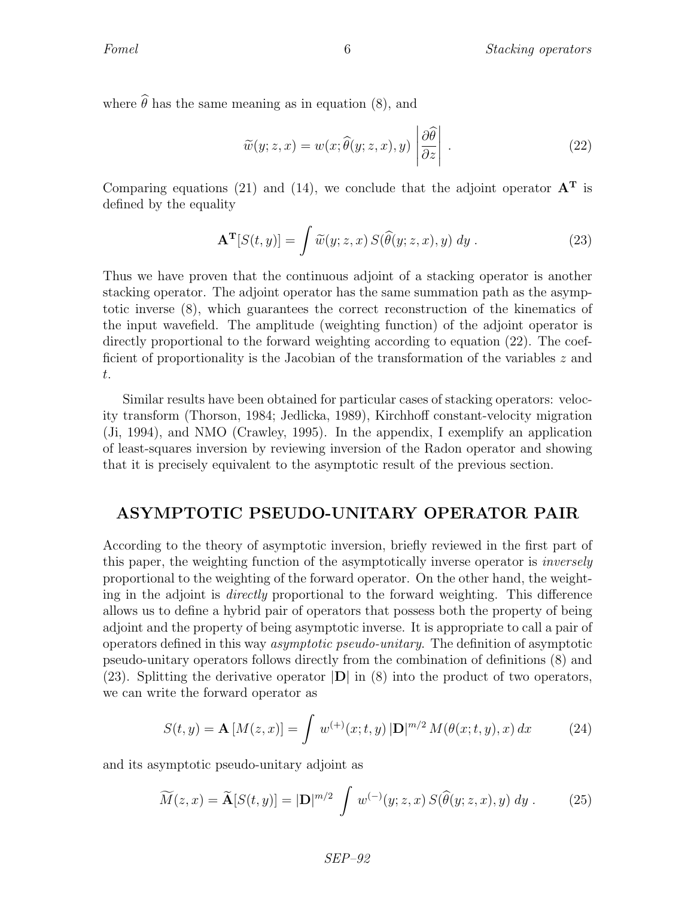where $\widehat{\theta}$ has the same meaning as in equation (8), and

$$\widetilde{w}(y;z,x) = w(x;\widehat{\theta}(y;z,x),y) \left|\frac{\partial \widehat{\theta}}{\partial z}\right| . \tag{22}$$

Comparing equations (21) and (14), we conclude that the adjoint operator $\mathbf{A^T}$ is defined by the equality

$$\mathbf{A^T}[S(t,y)] = \int \widetilde{w}(y;z,x)\, S(\widehat{\theta}(y;z,x),y)\, dy . \tag{23}$$

Thus we have proven that the continuous adjoint of a stacking operator is another stacking operator. The adjoint operator has the same summation path as the asymptotic inverse (8), which guarantees the correct reconstruction of the kinematics of the input wavefield. The amplitude (weighting function) of the adjoint operator is directly proportional to the forward weighting according to equation (22). The coefficient of proportionality is the Jacobian of the transformation of the variables $z$ and $t$.

Similar results have been obtained for particular cases of stacking operators: velocity transform (Thorson, 1984; Jedlicka, 1989), Kirchhoff constant-velocity migration (Ji, 1994), and NMO (Crawley, 1995). In the appendix, I exemplify an application of least-squares inversion by reviewing inversion of the Radon operator and showing that it is precisely equivalent to the asymptotic result of the previous section.

## ASYMPTOTIC PSEUDO-UNITARY OPERATOR PAIR

According to the theory of asymptotic inversion, briefly reviewed in the first part of this paper, the weighting function of the asymptotically inverse operator is *inversely* proportional to the weighting of the forward operator. On the other hand, the weighting in the adjoint is *directly* proportional to the forward weighting. This difference allows us to define a hybrid pair of operators that possess both the property of being adjoint and the property of being asymptotic inverse. It is appropriate to call a pair of operators defined in this way *asymptotic pseudo-unitary*. The definition of asymptotic pseudo-unitary operators follows directly from the combination of definitions (8) and (23). Splitting the derivative operator $|\mathbf{D}|$ in (8) into the product of two operators, we can write the forward operator as

$$S(t,y) = \mathbf{A}\left[M(z,x)\right] = \int w^{(+)}(x;t,y)\, |\mathbf{D}|^{m/2}\, M(\theta(x;t,y),x)\, dx \tag{24}$$

and its asymptotic pseudo-unitary adjoint as

$$\widetilde{M}(z,x) = \widetilde{\mathbf{A}}[S(t,y)] = |\mathbf{D}|^{m/2} \int w^{(-)}(y;z,x)\, S(\widehat{\theta}(y;z,x),y)\, dy . \tag{25}$$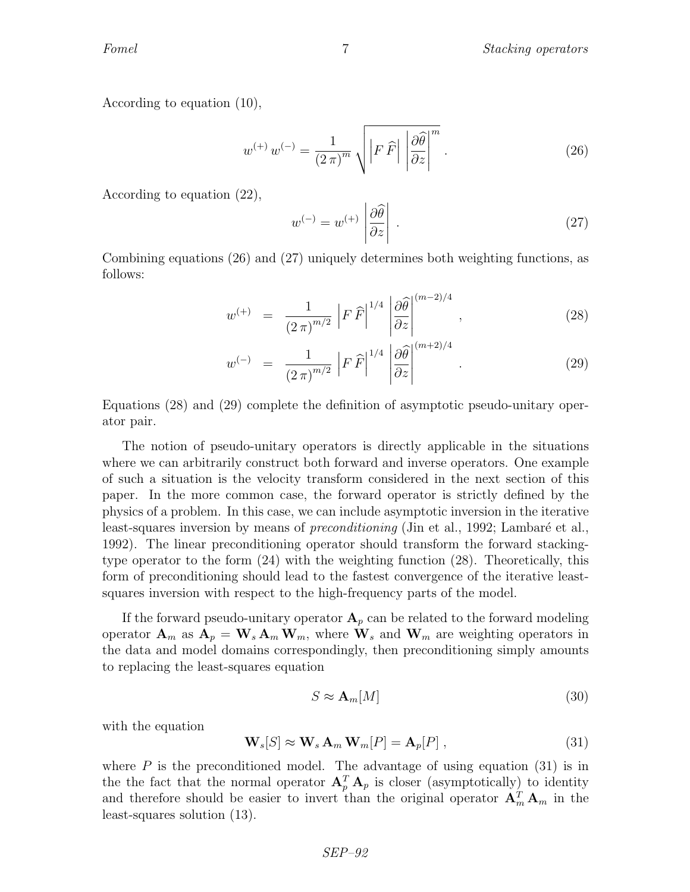According to equation (10),

$$w^{(+)}\,w^{(-)} = \frac{1}{(2\,\pi)^m}\,\sqrt{\left|F\,\widehat{F}\right|\,\left|\frac{\partial \widehat{\theta}}{\partial z}\right|^m}\;. \tag{26}$$

According to equation (22),

$$w^{(-)} = w^{(+)}\,\left|\frac{\partial \widehat{\theta}}{\partial z}\right|\;. \tag{27}$$

Combining equations (26) and (27) uniquely determines both weighting functions, as follows:

$$w^{(+)} \;=\; \frac{1}{(2\,\pi)^{m/2}}\,\left|F\,\widehat{F}\right|^{1/4}\,\left|\frac{\partial \widehat{\theta}}{\partial z}\right|^{(m-2)/4}\;, \tag{28}$$

$$w^{(-)} \;=\; \frac{1}{(2\,\pi)^{m/2}}\,\left|F\,\widehat{F}\right|^{1/4}\,\left|\frac{\partial \widehat{\theta}}{\partial z}\right|^{(m+2)/4}\;. \tag{29}$$

Equations (28) and (29) complete the definition of asymptotic pseudo-unitary operator pair.

The notion of pseudo-unitary operators is directly applicable in the situations where we can arbitrarily construct both forward and inverse operators. One example of such a situation is the velocity transform considered in the next section of this paper. In the more common case, the forward operator is strictly defined by the physics of a problem. In this case, we can include asymptotic inversion in the iterative least-squares inversion by means of *preconditioning* (Jin et al., 1992; Lambaré et al., 1992). The linear preconditioning operator should transform the forward stacking-type operator to the form (24) with the weighting function (28). Theoretically, this form of preconditioning should lead to the fastest convergence of the iterative least-squares inversion with respect to the high-frequency parts of the model.

If the forward pseudo-unitary operator $\mathbf{A}_p$ can be related to the forward modeling operator $\mathbf{A}_m$ as $\mathbf{A}_p = \mathbf{W}_s\,\mathbf{A}_m\,\mathbf{W}_m$, where $\mathbf{W}_s$ and $\mathbf{W}_m$ are weighting operators in the data and model domains correspondingly, then preconditioning simply amounts to replacing the least-squares equation

$$S \approx \mathbf{A}_m[M] \tag{30}$$

with the equation

$$\mathbf{W}_s[S] \approx \mathbf{W}_s\,\mathbf{A}_m\,\mathbf{W}_m[P] = \mathbf{A}_p[P]\;, \tag{31}$$

where $P$ is the preconditioned model. The advantage of using equation (31) is in the the fact that the normal operator $\mathbf{A}_p^T\,\mathbf{A}_p$ is closer (asymptotically) to identity and therefore should be easier to invert than the original operator $\mathbf{A}_m^T\,\mathbf{A}_m$ in the least-squares solution (13).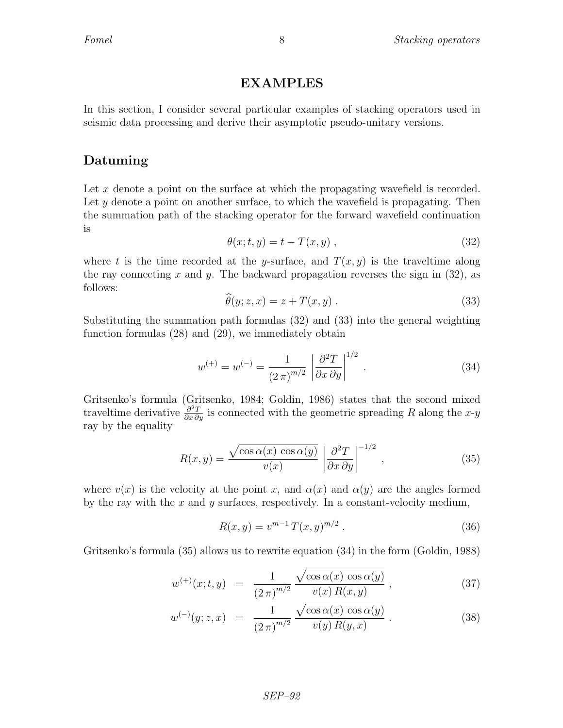# EXAMPLES

In this section, I consider several particular examples of stacking operators used in seismic data processing and derive their asymptotic pseudo-unitary versions.

## Datuming

Let $x$ denote a point on the surface at which the propagating wavefield is recorded. Let $y$ denote a point on another surface, to which the wavefield is propagating. Then the summation path of the stacking operator for the forward wavefield continuation is

$$\theta(x; t, y) = t - T(x, y) \; , \tag{32}$$

where $t$ is the time recorded at the $y$-surface, and $T(x, y)$ is the traveltime along the ray connecting $x$ and $y$. The backward propagation reverses the sign in (32), as follows:

$$\widehat{\theta}(y; z, x) = z + T(x, y) \; . \tag{33}$$

Substituting the summation path formulas (32) and (33) into the general weighting function formulas (28) and (29), we immediately obtain

$$w^{(+)} = w^{(-)} = \frac{1}{(2\,\pi)^{m/2}} \left|\frac{\partial^2 T}{\partial x\, \partial y}\right|^{1/2} \; . \tag{34}$$

Gritsenko's formula (Gritsenko, 1984; Goldin, 1986) states that the second mixed traveltime derivative $\frac{\partial^2 T}{\partial x\, \partial y}$ is connected with the geometric spreading $R$ along the $x$-$y$ ray by the equality

$$R(x, y) = \frac{\sqrt{\cos\alpha(x)\, \cos\alpha(y)}}{v(x)} \left|\frac{\partial^2 T}{\partial x\, \partial y}\right|^{-1/2} \; , \tag{35}$$

where $v(x)$ is the velocity at the point $x$, and $\alpha(x)$ and $\alpha(y)$ are the angles formed by the ray with the $x$ and $y$ surfaces, respectively. In a constant-velocity medium,

$$R(x, y) = v^{m-1}\, T(x, y)^{m/2} \; . \tag{36}$$

Gritsenko's formula (35) allows us to rewrite equation (34) in the form (Goldin, 1988)

$$w^{(+)}(x; t, y) = \frac{1}{(2\,\pi)^{m/2}} \frac{\sqrt{\cos\alpha(x)\, \cos\alpha(y)}}{v(x)\, R(x, y)} \; , \tag{37}$$

$$w^{(-)}(y; z, x) = \frac{1}{(2\,\pi)^{m/2}} \frac{\sqrt{\cos\alpha(x)\, \cos\alpha(y)}}{v(y)\, R(y, x)} \; . \tag{38}$$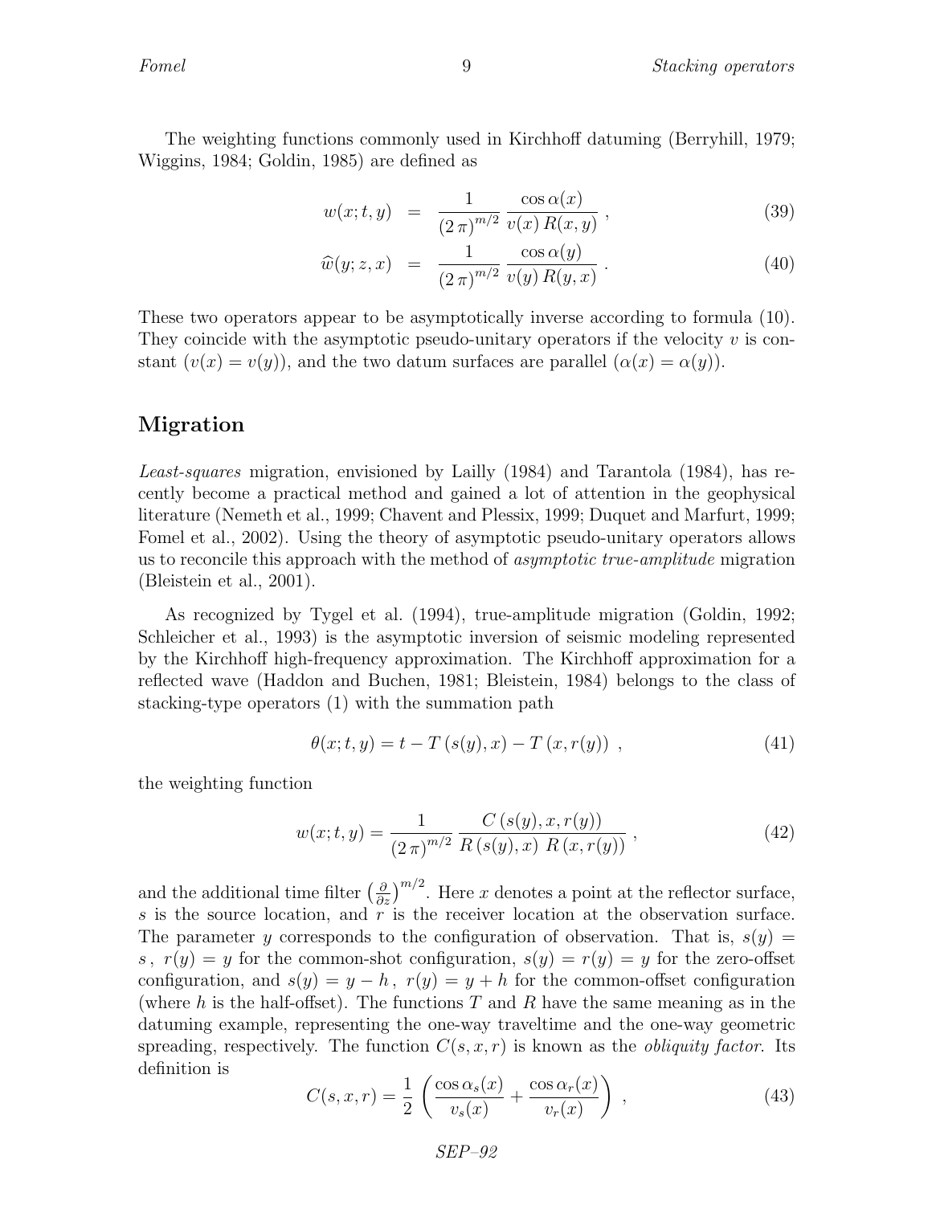The weighting functions commonly used in Kirchhoff datuming (Berryhill, 1979; Wiggins, 1984; Goldin, 1985) are defined as

$$
\begin{aligned}
w(x;t,y) &= \frac{1}{(2\,\pi)^{m/2}}\,\frac{\cos\alpha(x)}{v(x)\,R(x,y)}\;, && (39)\\
\widehat{w}(y;z,x) &= \frac{1}{(2\,\pi)^{m/2}}\,\frac{\cos\alpha(y)}{v(y)\,R(y,x)}\;. && (40)
\end{aligned}
$$

These two operators appear to be asymptotically inverse according to formula (10). They coincide with the asymptotic pseudo-unitary operators if the velocity $v$ is constant ($v(x) = v(y)$), and the two datum surfaces are parallel ($\alpha(x) = \alpha(y)$).

## Migration

*Least-squares* migration, envisioned by Lailly (1984) and Tarantola (1984), has recently become a practical method and gained a lot of attention in the geophysical literature (Nemeth et al., 1999; Chavent and Plessix, 1999; Duquet and Marfurt, 1999; Fomel et al., 2002). Using the theory of asymptotic pseudo-unitary operators allows us to reconcile this approach with the method of *asymptotic true-amplitude* migration (Bleistein et al., 2001).

As recognized by Tygel et al. (1994), true-amplitude migration (Goldin, 1992; Schleicher et al., 1993) is the asymptotic inversion of seismic modeling represented by the Kirchhoff high-frequency approximation. The Kirchhoff approximation for a reflected wave (Haddon and Buchen, 1981; Bleistein, 1984) belongs to the class of stacking-type operators (1) with the summation path

$$
\theta(x;t,y) = t - T\left(s(y),x\right) - T\left(x,r(y)\right)\;, \tag{41}
$$

the weighting function

$$
w(x;t,y) = \frac{1}{(2\,\pi)^{m/2}}\,\frac{C\left(s(y),x,r(y)\right)}{R\left(s(y),x\right)\,R\left(x,r(y)\right)}\;, \tag{42}
$$

and the additional time filter $\left(\frac{\partial}{\partial z}\right)^{m/2}$. Here $x$ denotes a point at the reflector surface, $s$ is the source location, and $r$ is the receiver location at the observation surface. The parameter $y$ corresponds to the configuration of observation. That is, $s(y) = s\,,\ r(y) = y$ for the common-shot configuration, $s(y) = r(y) = y$ for the zero-offset configuration, and $s(y) = y - h\,,\ r(y) = y + h$ for the common-offset configuration (where $h$ is the half-offset). The functions $T$ and $R$ have the same meaning as in the datuming example, representing the one-way traveltime and the one-way geometric spreading, respectively. The function $C(s,x,r)$ is known as the *obliquity factor*. Its definition is

$$
C(s,x,r) = \frac{1}{2}\left(\frac{\cos\alpha_s(x)}{v_s(x)} + \frac{\cos\alpha_r(x)}{v_r(x)}\right)\;, \tag{43}
$$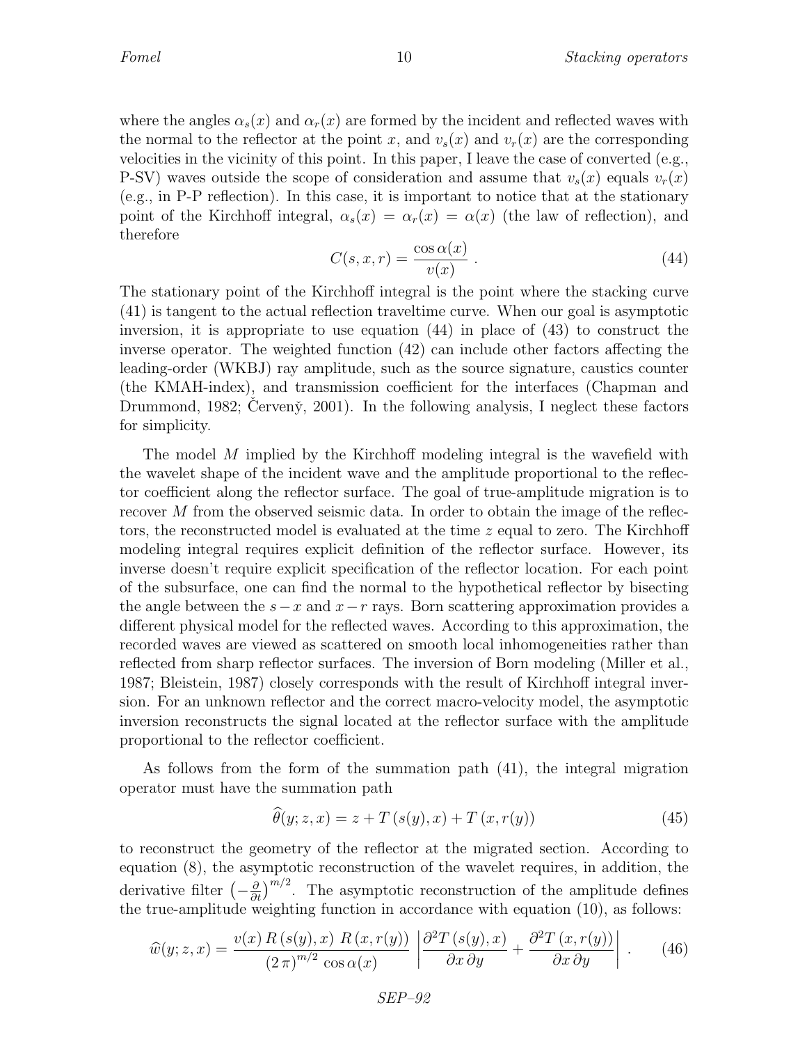where the angles $\alpha_s(x)$ and $\alpha_r(x)$ are formed by the incident and reflected waves with the normal to the reflector at the point $x$, and $v_s(x)$ and $v_r(x)$ are the corresponding velocities in the vicinity of this point. In this paper, I leave the case of converted (e.g., P-SV) waves outside the scope of consideration and assume that $v_s(x)$ equals $v_r(x)$ (e.g., in P-P reflection). In this case, it is important to notice that at the stationary point of the Kirchhoff integral, $\alpha_s(x) = \alpha_r(x) = \alpha(x)$ (the law of reflection), and therefore

$$C(s, x, r) = \frac{\cos\alpha(x)}{v(x)} \; . \tag{44}$$

The stationary point of the Kirchhoff integral is the point where the stacking curve (41) is tangent to the actual reflection traveltime curve. When our goal is asymptotic inversion, it is appropriate to use equation (44) in place of (43) to construct the inverse operator. The weighted function (42) can include other factors affecting the leading-order (WKBJ) ray amplitude, such as the source signature, caustics counter (the KMAH-index), and transmission coefficient for the interfaces (Chapman and Drummond, 1982; Červený, 2001). In the following analysis, I neglect these factors for simplicity.

The model $M$ implied by the Kirchhoff modeling integral is the wavefield with the wavelet shape of the incident wave and the amplitude proportional to the reflector coefficient along the reflector surface. The goal of true-amplitude migration is to recover $M$ from the observed seismic data. In order to obtain the image of the reflectors, the reconstructed model is evaluated at the time $z$ equal to zero. The Kirchhoff modeling integral requires explicit definition of the reflector surface. However, its inverse doesn't require explicit specification of the reflector location. For each point of the subsurface, one can find the normal to the hypothetical reflector by bisecting the angle between the $s - x$ and $x - r$ rays. Born scattering approximation provides a different physical model for the reflected waves. According to this approximation, the recorded waves are viewed as scattered on smooth local inhomogeneities rather than reflected from sharp reflector surfaces. The inversion of Born modeling (Miller et al., 1987; Bleistein, 1987) closely corresponds with the result of Kirchhoff integral inversion. For an unknown reflector and the correct macro-velocity model, the asymptotic inversion reconstructs the signal located at the reflector surface with the amplitude proportional to the reflector coefficient.

As follows from the form of the summation path (41), the integral migration operator must have the summation path

$$\widehat{\theta}(y; z, x) = z + T\left(s(y), x\right) + T\left(x, r(y)\right) \tag{45}$$

to reconstruct the geometry of the reflector at the migrated section. According to equation (8), the asymptotic reconstruction of the wavelet requires, in addition, the derivative filter $\left(-\frac{\partial}{\partial t}\right)^{m/2}$. The asymptotic reconstruction of the amplitude defines the true-amplitude weighting function in accordance with equation (10), as follows:

$$\widehat{w}(y; z, x) = \frac{v(x)\, R\left(s(y), x\right)\; R\left(x, r(y)\right)}{\left(2\,\pi\right)^{m/2}\,\cos\alpha(x)} \left| \frac{\partial^2 T\left(s(y), x\right)}{\partial x\, \partial y} + \frac{\partial^2 T\left(x, r(y)\right)}{\partial x\, \partial y} \right| \; . \tag{46}$$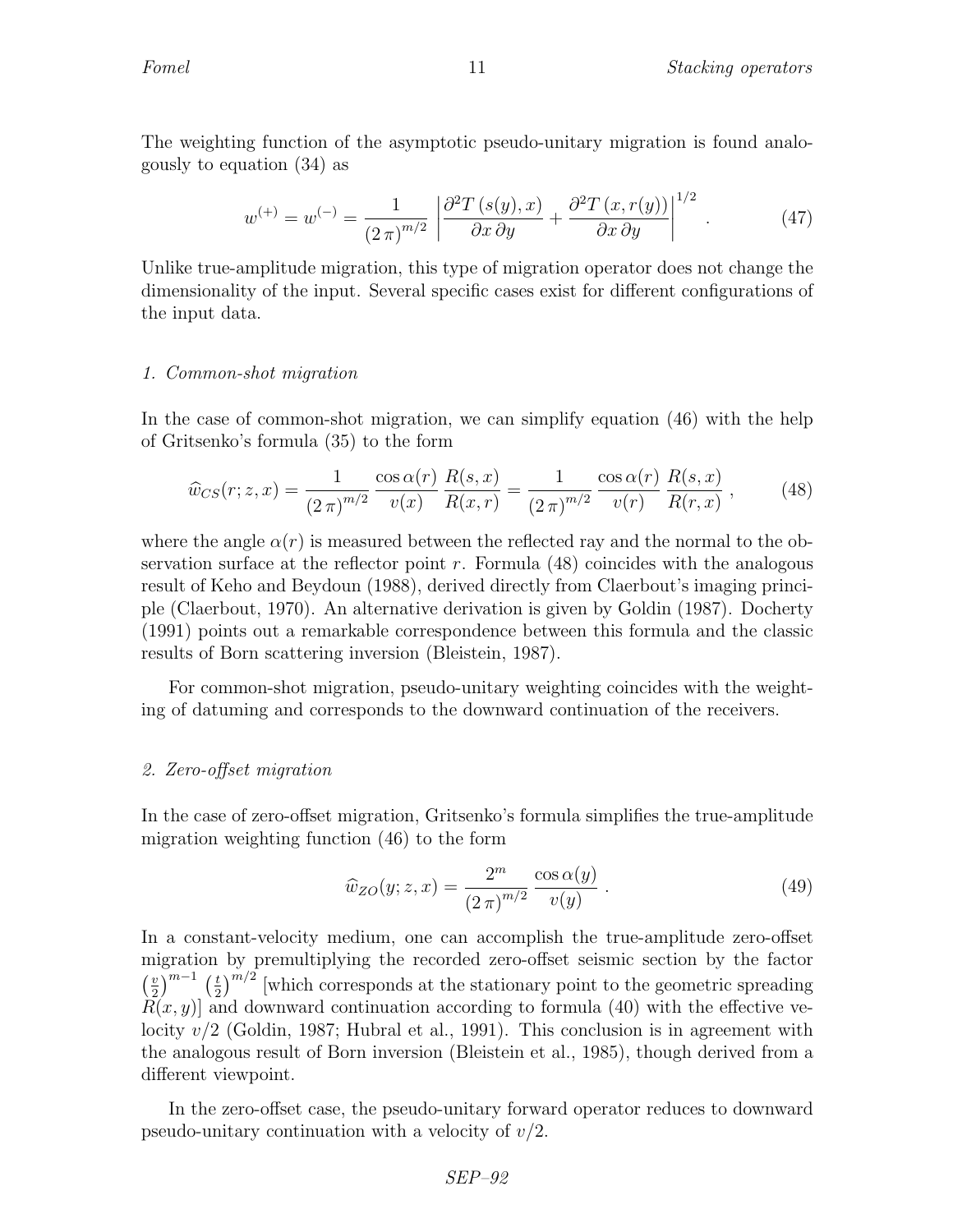The weighting function of the asymptotic pseudo-unitary migration is found analogously to equation (34) as

$$w^{(+)} = w^{(-)} = \frac{1}{(2\,\pi)^{m/2}} \left| \frac{\partial^2 T\,(s(y),x)}{\partial x\,\partial y} + \frac{\partial^2 T\,(x,r(y))}{\partial x\,\partial y} \right|^{1/2} \;. \tag{47}$$

Unlike true-amplitude migration, this type of migration operator does not change the dimensionality of the input. Several specific cases exist for different configurations of the input data.

### *1. Common-shot migration*

In the case of common-shot migration, we can simplify equation (46) with the help of Gritsenko's formula (35) to the form

$$\widehat{w}_{CS}(r;z,x) = \frac{1}{(2\,\pi)^{m/2}}\,\frac{\cos\alpha(r)}{v(x)}\,\frac{R(s,x)}{R(x,r)} = \frac{1}{(2\,\pi)^{m/2}}\,\frac{\cos\alpha(r)}{v(r)}\,\frac{R(s,x)}{R(r,x)}\;, \tag{48}$$

where the angle $\alpha(r)$ is measured between the reflected ray and the normal to the observation surface at the reflector point $r$. Formula (48) coincides with the analogous result of Keho and Beydoun (1988), derived directly from Claerbout's imaging principle (Claerbout, 1970). An alternative derivation is given by Goldin (1987). Docherty (1991) points out a remarkable correspondence between this formula and the classic results of Born scattering inversion (Bleistein, 1987).

For common-shot migration, pseudo-unitary weighting coincides with the weighting of datuming and corresponds to the downward continuation of the receivers.

### *2. Zero-offset migration*

In the case of zero-offset migration, Gritsenko's formula simplifies the true-amplitude migration weighting function (46) to the form

$$\widehat{w}_{ZO}(y;z,x) = \frac{2^m}{(2\,\pi)^{m/2}}\,\frac{\cos\alpha(y)}{v(y)}\;. \tag{49}$$

In a constant-velocity medium, one can accomplish the true-amplitude zero-offset migration by premultiplying the recorded zero-offset seismic section by the factor $\left(\frac{v}{2}\right)^{m-1}\left(\frac{t}{2}\right)^{m/2}$ [which corresponds at the stationary point to the geometric spreading $R(x,y)$] and downward continuation according to formula (40) with the effective velocity $v/2$ (Goldin, 1987; Hubral et al., 1991). This conclusion is in agreement with the analogous result of Born inversion (Bleistein et al., 1985), though derived from a different viewpoint.

In the zero-offset case, the pseudo-unitary forward operator reduces to downward pseudo-unitary continuation with a velocity of $v/2$.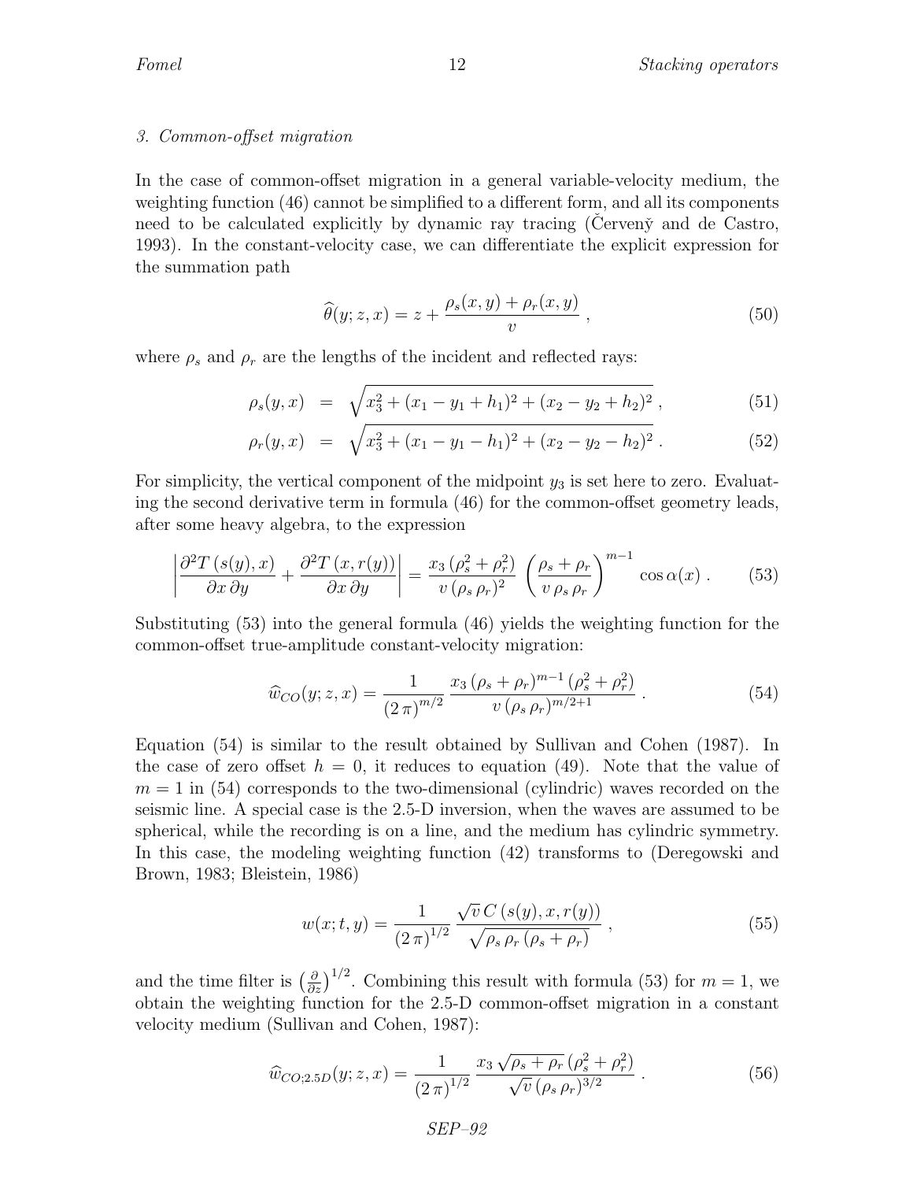### 3. Common-offset migration

In the case of common-offset migration in a general variable-velocity medium, the weighting function (46) cannot be simplified to a different form, and all its components need to be calculated explicitly by dynamic ray tracing (Červený and de Castro, 1993). In the constant-velocity case, we can differentiate the explicit expression for the summation path

$$\widehat{\theta}(y; z, x) = z + \frac{\rho_s(x, y) + \rho_r(x, y)}{v} \; , \tag{50}$$

where $\rho_s$ and $\rho_r$ are the lengths of the incident and reflected rays:

$$\rho_s(y, x) \;\; = \;\; \sqrt{x_3^2 + (x_1 - y_1 + h_1)^2 + (x_2 - y_2 + h_2)^2} \; , \tag{51}$$

$$\rho_r(y, x) \;\; = \;\; \sqrt{x_3^2 + (x_1 - y_1 - h_1)^2 + (x_2 - y_2 - h_2)^2} \; . \tag{52}$$

For simplicity, the vertical component of the midpoint $y_3$ is set here to zero. Evaluating the second derivative term in formula (46) for the common-offset geometry leads, after some heavy algebra, to the expression

$$\left| \frac{\partial^2 T \left(s(y), x\right)}{\partial x \, \partial y} + \frac{\partial^2 T \left(x, r(y)\right)}{\partial x \, \partial y} \right| = \frac{x_3 \left(\rho_s^2 + \rho_r^2\right)}{v \left(\rho_s \, \rho_r\right)^2} \, \left( \frac{\rho_s + \rho_r}{v \, \rho_s \, \rho_r} \right)^{m-1} \cos \alpha(x) \; . \tag{53}$$

Substituting (53) into the general formula (46) yields the weighting function for the common-offset true-amplitude constant-velocity migration:

$$\widehat{w}_{CO}(y; z, x) = \frac{1}{\left(2 \, \pi\right)^{m/2}} \, \frac{x_3 \left(\rho_s + \rho_r\right)^{m-1} \left(\rho_s^2 + \rho_r^2\right)}{v \left(\rho_s \, \rho_r\right)^{m/2+1}} \; . \tag{54}$$

Equation (54) is similar to the result obtained by Sullivan and Cohen (1987). In the case of zero offset $h = 0$, it reduces to equation (49). Note that the value of $m = 1$ in (54) corresponds to the two-dimensional (cylindric) waves recorded on the seismic line. A special case is the 2.5-D inversion, when the waves are assumed to be spherical, while the recording is on a line, and the medium has cylindric symmetry. In this case, the modeling weighting function (42) transforms to (Deregowski and Brown, 1983; Bleistein, 1986)

$$w(x; t, y) = \frac{1}{\left(2 \, \pi\right)^{1/2}} \, \frac{\sqrt{v} \, C \left(s(y), x, r(y)\right)}{\sqrt{\rho_s \, \rho_r \left(\rho_s + \rho_r\right)}} \; , \tag{55}$$

and the time filter is $\left(\frac{\partial}{\partial z}\right)^{1/2}$. Combining this result with formula (53) for $m = 1$, we obtain the weighting function for the 2.5-D common-offset migration in a constant velocity medium (Sullivan and Cohen, 1987):

$$\widehat{w}_{CO;2.5D}(y; z, x) = \frac{1}{\left(2 \, \pi\right)^{1/2}} \, \frac{x_3 \sqrt{\rho_s + \rho_r} \left(\rho_s^2 + \rho_r^2\right)}{\sqrt{v} \left(\rho_s \, \rho_r\right)^{3/2}} \; . \tag{56}$$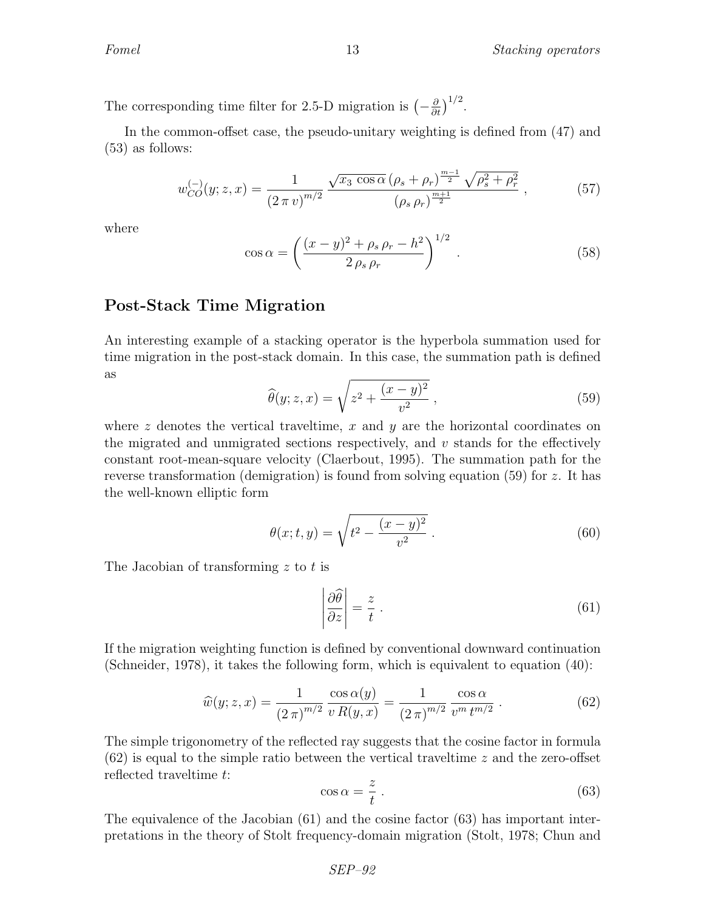The corresponding time filter for 2.5-D migration is $\left(-\frac{\partial}{\partial t}\right)^{1/2}$.

In the common-offset case, the pseudo-unitary weighting is defined from (47) and (53) as follows:

$$w_{CO}^{(-)}(y;z,x) = \frac{1}{(2\,\pi\,v)^{m/2}}\,\frac{\sqrt{x_3\,\cos\alpha}\,(\rho_s+\rho_r)^{\frac{m-1}{2}}\,\sqrt{\rho_s^2+\rho_r^2}}{(\rho_s\,\rho_r)^{\frac{m+1}{2}}}\;, \tag{57}$$

where

$$\cos\alpha = \left(\frac{(x-y)^2+\rho_s\,\rho_r-h^2}{2\,\rho_s\,\rho_r}\right)^{1/2}\;. \tag{58}$$

## Post-Stack Time Migration

An interesting example of a stacking operator is the hyperbola summation used for time migration in the post-stack domain. In this case, the summation path is defined as

$$\widehat{\theta}(y;z,x) = \sqrt{z^2+\frac{(x-y)^2}{v^2}}\;, \tag{59}$$

where $z$ denotes the vertical traveltime, $x$ and $y$ are the horizontal coordinates on the migrated and unmigrated sections respectively, and $v$ stands for the effectively constant root-mean-square velocity (Claerbout, 1995). The summation path for the reverse transformation (demigration) is found from solving equation (59) for $z$. It has the well-known elliptic form

$$\theta(x;t,y) = \sqrt{t^2-\frac{(x-y)^2}{v^2}}\;. \tag{60}$$

The Jacobian of transforming $z$ to $t$ is

$$\left|\frac{\partial\widehat{\theta}}{\partial z}\right| = \frac{z}{t}\;. \tag{61}$$

If the migration weighting function is defined by conventional downward continuation (Schneider, 1978), it takes the following form, which is equivalent to equation (40):

$$\widehat{w}(y;z,x) = \frac{1}{(2\,\pi)^{m/2}}\,\frac{\cos\alpha(y)}{v\,R(y,x)} = \frac{1}{(2\,\pi)^{m/2}}\,\frac{\cos\alpha}{v^m\,t^{m/2}}\;. \tag{62}$$

The simple trigonometry of the reflected ray suggests that the cosine factor in formula (62) is equal to the simple ratio between the vertical traveltime $z$ and the zero-offset reflected traveltime $t$:

$$\cos\alpha = \frac{z}{t}\;. \tag{63}$$

The equivalence of the Jacobian (61) and the cosine factor (63) has important interpretations in the theory of Stolt frequency-domain migration (Stolt, 1978; Chun and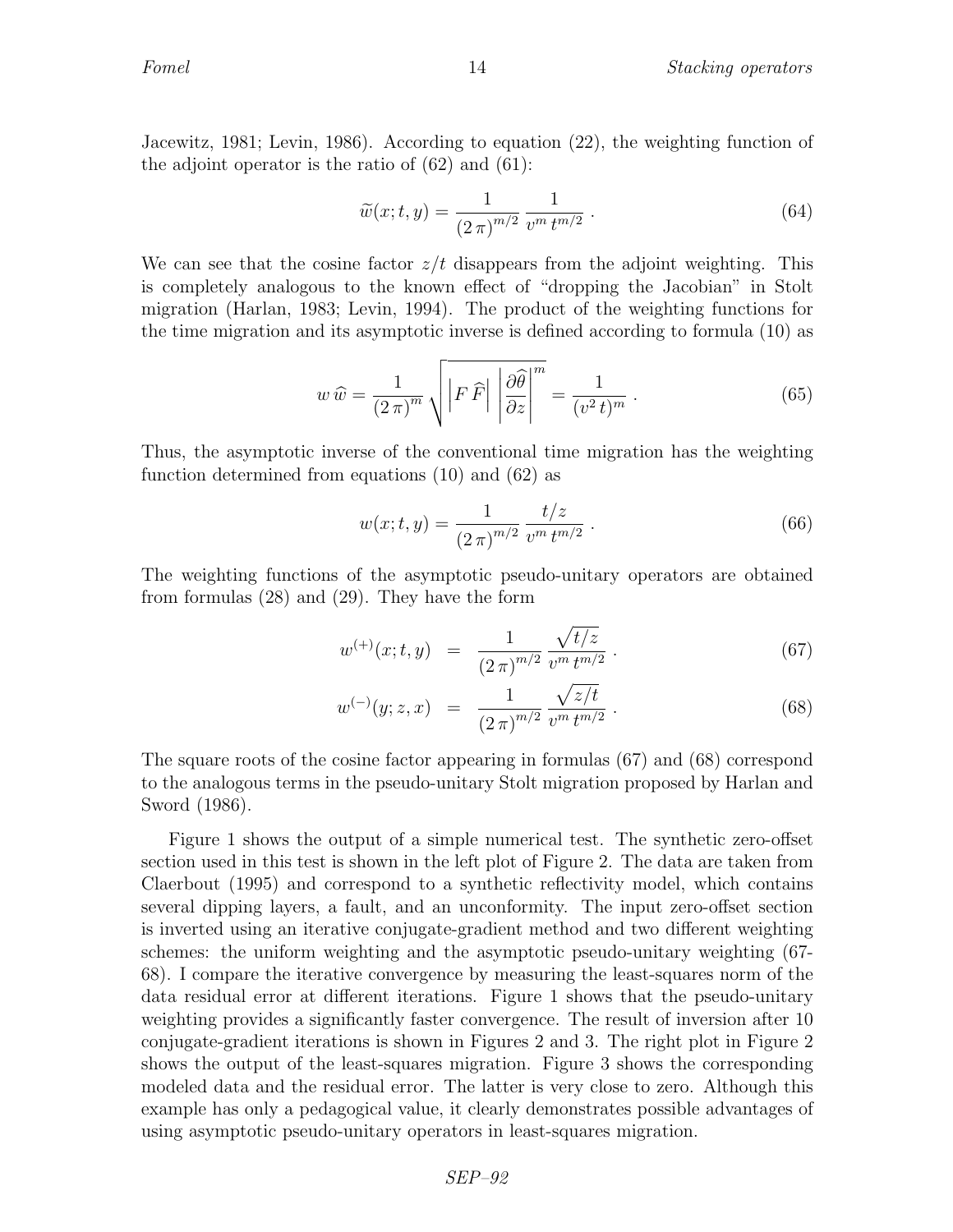Jacewitz, 1981; Levin, 1986). According to equation (22), the weighting function of the adjoint operator is the ratio of (62) and (61):

$$\widetilde{w}(x;t,y) = \frac{1}{(2\,\pi)^{m/2}}\,\frac{1}{v^m\,t^{m/2}}\,. \tag{64}$$

We can see that the cosine factor $z/t$ disappears from the adjoint weighting. This is completely analogous to the known effect of "dropping the Jacobian" in Stolt migration (Harlan, 1983; Levin, 1994). The product of the weighting functions for the time migration and its asymptotic inverse is defined according to formula (10) as

$$w\,\widehat{w} = \frac{1}{(2\,\pi)^m}\,\sqrt{\left|F\,\widehat{F}\right|\,\left|\frac{\partial\widehat{\theta}}{\partial z}\right|^m} = \frac{1}{(v^2\,t)^m}\,. \tag{65}$$

Thus, the asymptotic inverse of the conventional time migration has the weighting function determined from equations (10) and (62) as

$$w(x;t,y) = \frac{1}{(2\,\pi)^{m/2}}\,\frac{t/z}{v^m\,t^{m/2}}\,. \tag{66}$$

The weighting functions of the asymptotic pseudo-unitary operators are obtained from formulas (28) and (29). They have the form

$$w^{(+)}(x;t,y) \;=\; \frac{1}{(2\,\pi)^{m/2}}\,\frac{\sqrt{t/z}}{v^m\,t^{m/2}}\,. \tag{67}$$

$$w^{(-)}(y;z,x) \;=\; \frac{1}{(2\,\pi)^{m/2}}\,\frac{\sqrt{z/t}}{v^m\,t^{m/2}}\,. \tag{68}$$

The square roots of the cosine factor appearing in formulas (67) and (68) correspond to the analogous terms in the pseudo-unitary Stolt migration proposed by Harlan and Sword (1986).

Figure 1 shows the output of a simple numerical test. The synthetic zero-offset section used in this test is shown in the left plot of Figure 2. The data are taken from Claerbout (1995) and correspond to a synthetic reflectivity model, which contains several dipping layers, a fault, and an unconformity. The input zero-offset section is inverted using an iterative conjugate-gradient method and two different weighting schemes: the uniform weighting and the asymptotic pseudo-unitary weighting (67-68). I compare the iterative convergence by measuring the least-squares norm of the data residual error at different iterations. Figure 1 shows that the pseudo-unitary weighting provides a significantly faster convergence. The result of inversion after 10 conjugate-gradient iterations is shown in Figures 2 and 3. The right plot in Figure 2 shows the output of the least-squares migration. Figure 3 shows the corresponding modeled data and the residual error. The latter is very close to zero. Although this example has only a pedagogical value, it clearly demonstrates possible advantages of using asymptotic pseudo-unitary operators in least-squares migration.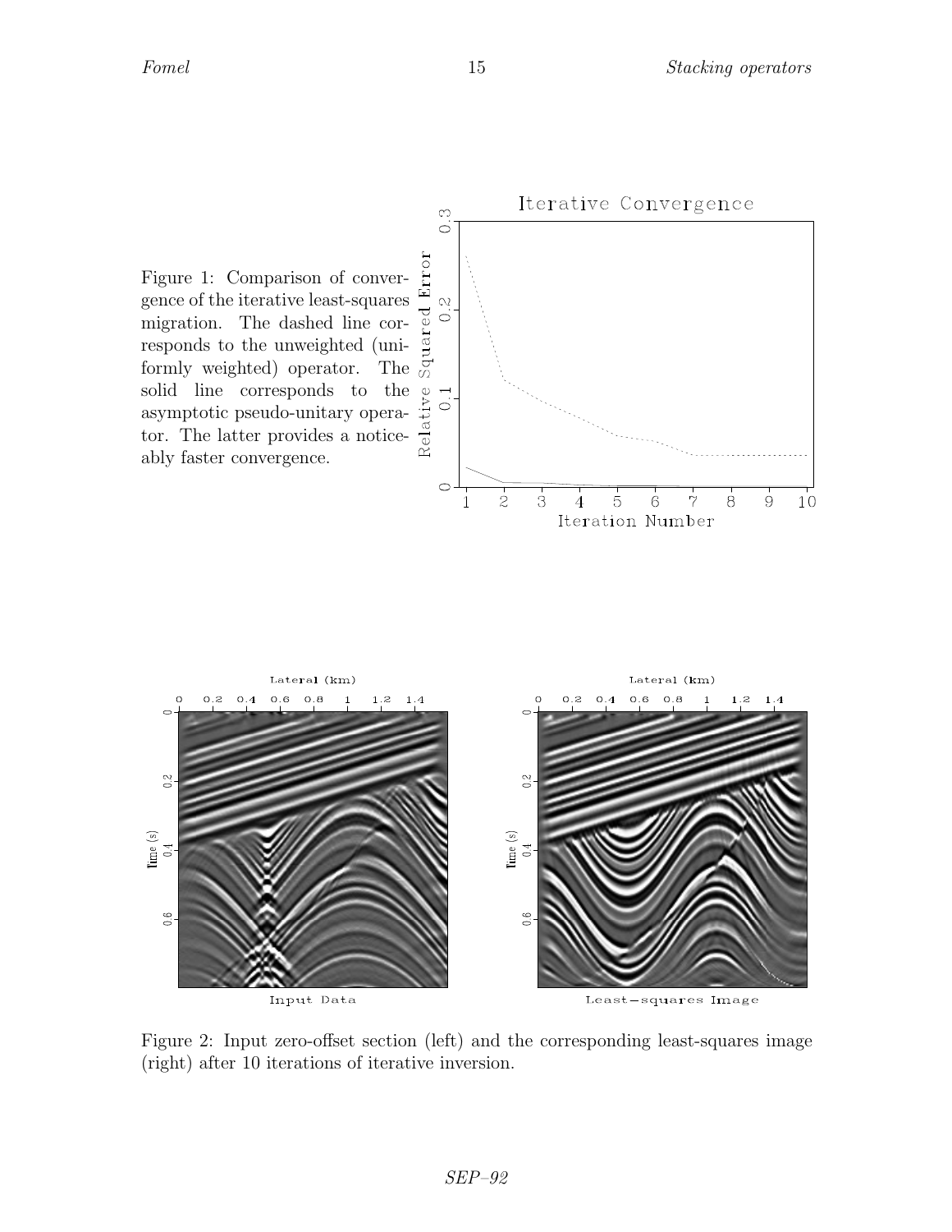Figure 1: Comparison of convergence of the iterative least-squares migration. The dashed line corresponds to the unweighted (uniformly weighted) operator. The solid line corresponds to the asymptotic pseudo-unitary operator. The latter provides a noticeably faster convergence.

Figure 2: Input zero-offset section (left) and the corresponding least-squares image (right) after 10 iterations of iterative inversion.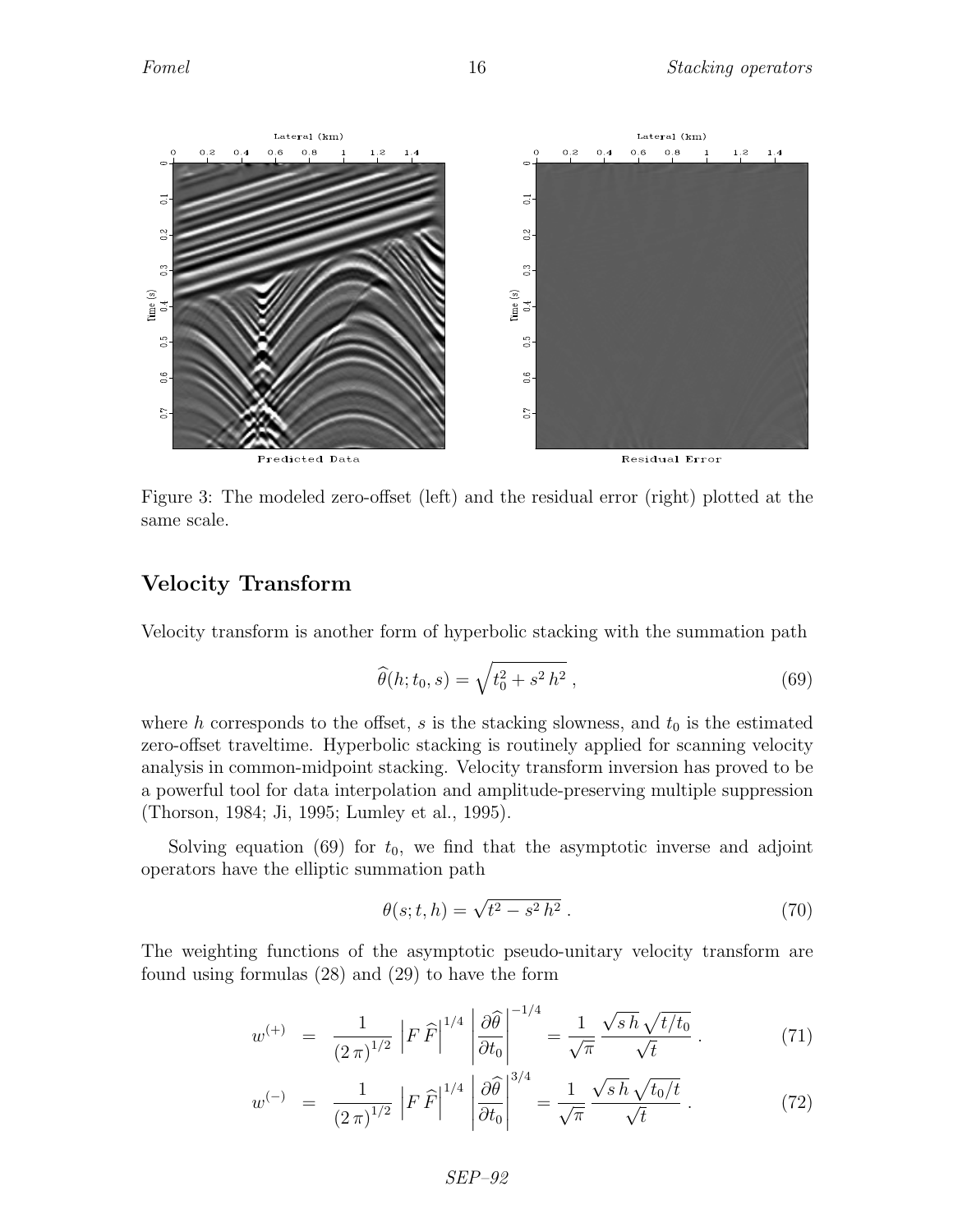Figure 3: The modeled zero-offset (left) and the residual error (right) plotted at the same scale.

## Velocity Transform

Velocity transform is another form of hyperbolic stacking with the summation path

$$\widehat{\theta}(h; t_0, s) = \sqrt{t_0^2 + s^2\, h^2}\;, \tag{69}$$

where $h$ corresponds to the offset, $s$ is the stacking slowness, and $t_0$ is the estimated zero-offset traveltime. Hyperbolic stacking is routinely applied for scanning velocity analysis in common-midpoint stacking. Velocity transform inversion has proved to be a powerful tool for data interpolation and amplitude-preserving multiple suppression (Thorson, 1984; Ji, 1995; Lumley et al., 1995).

Solving equation (69) for $t_0$, we find that the asymptotic inverse and adjoint operators have the elliptic summation path

$$\theta(s; t, h) = \sqrt{t^2 - s^2\, h^2}\;. \tag{70}$$

The weighting functions of the asymptotic pseudo-unitary velocity transform are found using formulas (28) and (29) to have the form

$$w^{(+)} \;=\; \frac{1}{(2\,\pi)^{1/2}} \left|F\,\widehat{F}\right|^{1/4} \left|\frac{\partial\widehat{\theta}}{\partial t_0}\right|^{-1/4} = \frac{1}{\sqrt{\pi}}\,\frac{\sqrt{s\,h}\,\sqrt{t/t_0}}{\sqrt{t}}\;. \tag{71}$$

$$w^{(-)} \;=\; \frac{1}{(2\,\pi)^{1/2}} \left|F\,\widehat{F}\right|^{1/4} \left|\frac{\partial\widehat{\theta}}{\partial t_0}\right|^{3/4} = \frac{1}{\sqrt{\pi}}\,\frac{\sqrt{s\,h}\,\sqrt{t_0/t}}{\sqrt{t}}\;. \tag{72}$$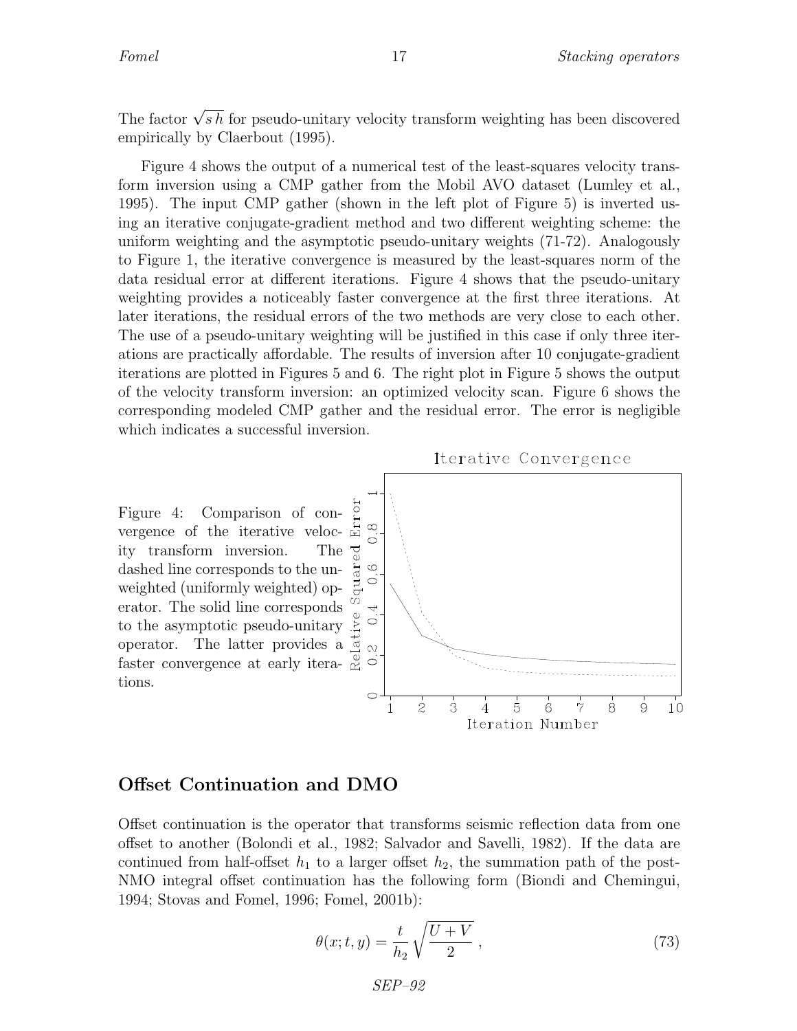The factor $\sqrt{s\,h}$ for pseudo-unitary velocity transform weighting has been discovered empirically by Claerbout (1995).

Figure 4 shows the output of a numerical test of the least-squares velocity transform inversion using a CMP gather from the Mobil AVO dataset (Lumley et al., 1995). The input CMP gather (shown in the left plot of Figure 5) is inverted using an iterative conjugate-gradient method and two different weighting scheme: the uniform weighting and the asymptotic pseudo-unitary weights (71-72). Analogously to Figure 1, the iterative convergence is measured by the least-squares norm of the data residual error at different iterations. Figure 4 shows that the pseudo-unitary weighting provides a noticeably faster convergence at the first three iterations. At later iterations, the residual errors of the two methods are very close to each other. The use of a pseudo-unitary weighting will be justified in this case if only three iterations are practically affordable. The results of inversion after 10 conjugate-gradient iterations are plotted in Figures 5 and 6. The right plot in Figure 5 shows the output of the velocity transform inversion: an optimized velocity scan. Figure 6 shows the corresponding modeled CMP gather and the residual error. The error is negligible which indicates a successful inversion.

Figure 4: Comparison of convergence of the iterative velocity transform inversion. The dashed line corresponds to the unweighted (uniformly weighted) operator. The solid line corresponds to the asymptotic pseudo-unitary operator. The latter provides a faster convergence at early iterations.

## Offset Continuation and DMO

Offset continuation is the operator that transforms seismic reflection data from one offset to another (Bolondi et al., 1982; Salvador and Savelli, 1982). If the data are continued from half-offset $h_1$ to a larger offset $h_2$, the summation path of the post-NMO integral offset continuation has the following form (Biondi and Chemingui, 1994; Stovas and Fomel, 1996; Fomel, 2001b):

$$\theta(x; t, y) = \frac{t}{h_2} \sqrt{\frac{U + V}{2}} \; , \tag{73}$$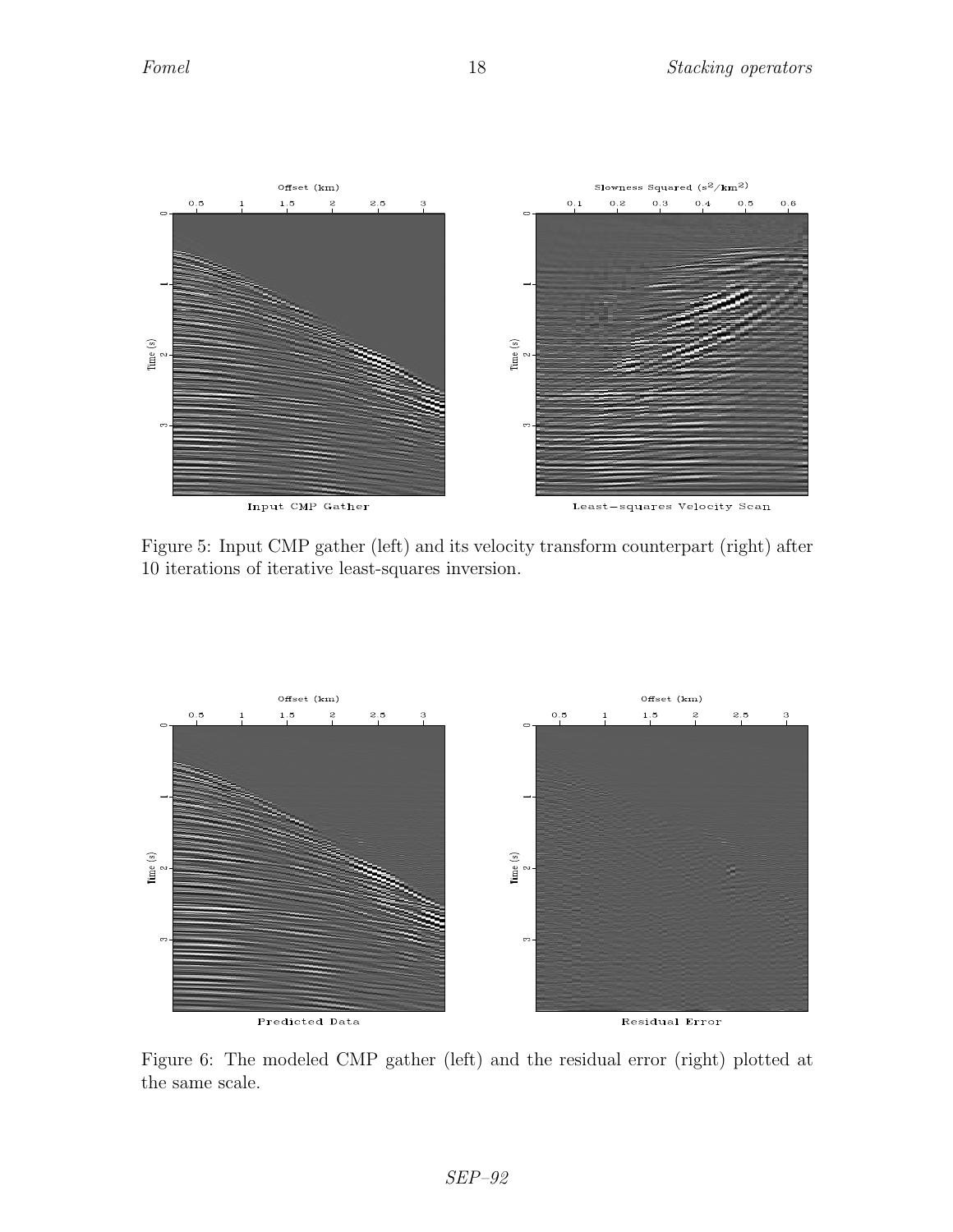Figure 5: Input CMP gather (left) and its velocity transform counterpart (right) after 10 iterations of iterative least-squares inversion.

Figure 6: The modeled CMP gather (left) and the residual error (right) plotted at the same scale.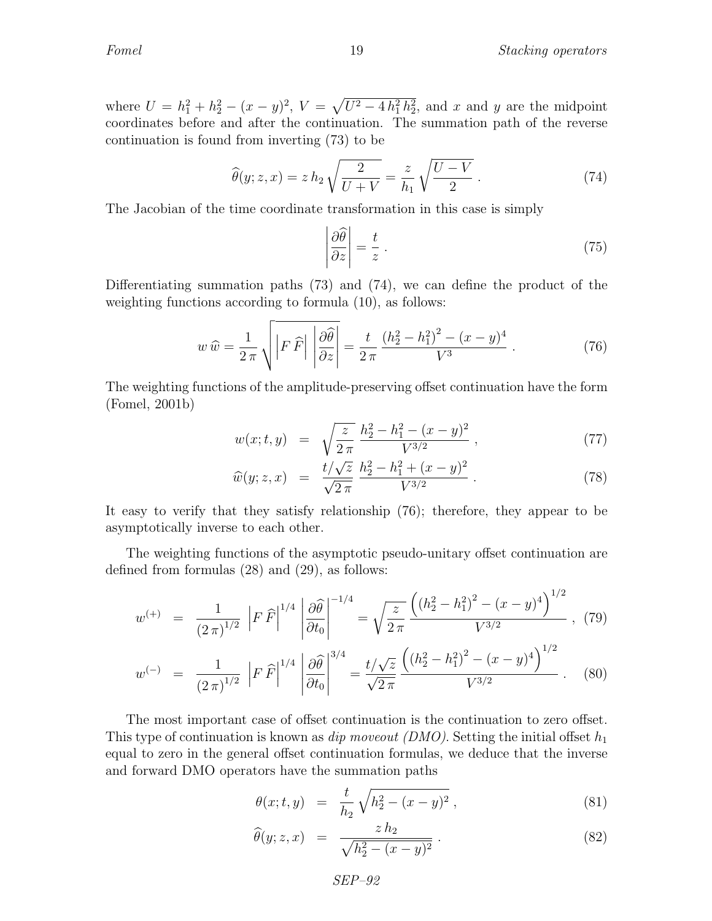where $U = h_1^2 + h_2^2 - (x-y)^2$, $V = \sqrt{U^2 - 4\,h_1^2\,h_2^2}$, and $x$ and $y$ are the midpoint coordinates before and after the continuation. The summation path of the reverse continuation is found from inverting (73) to be

$$\widehat{\theta}(y;z,x) = z\,h_2\,\sqrt{\frac{2}{U+V}} = \frac{z}{h_1}\,\sqrt{\frac{U-V}{2}}\;. \tag{74}$$

The Jacobian of the time coordinate transformation in this case is simply

$$\left|\frac{\partial \widehat{\theta}}{\partial z}\right| = \frac{t}{z}\;. \tag{75}$$

Differentiating summation paths (73) and (74), we can define the product of the weighting functions according to formula (10), as follows:

$$w\,\widehat{w} = \frac{1}{2\,\pi}\,\sqrt{\left|F\,\widehat{F}\right|\,\left|\frac{\partial \widehat{\theta}}{\partial z}\right|} = \frac{t}{2\,\pi}\,\frac{\left(h_2^2 - h_1^2\right)^2 - (x-y)^4}{V^3}\;. \tag{76}$$

The weighting functions of the amplitude-preserving offset continuation have the form (Fomel, 2001b)

$$w(x;t,y) \;=\; \sqrt{\frac{z}{2\,\pi}}\,\frac{h_2^2 - h_1^2 - (x-y)^2}{V^{3/2}}\;, \tag{77}$$

$$\widehat{w}(y;z,x) \;=\; \frac{t/\sqrt{z}}{\sqrt{2\,\pi}}\,\frac{h_2^2 - h_1^2 + (x-y)^2}{V^{3/2}}\;. \tag{78}$$

It easy to verify that they satisfy relationship (76); therefore, they appear to be asymptotically inverse to each other.

The weighting functions of the asymptotic pseudo-unitary offset continuation are defined from formulas (28) and (29), as follows:

$$w^{(+)} \;=\; \frac{1}{(2\,\pi)^{1/2}}\,\left|F\,\widehat{F}\right|^{1/4}\,\left|\frac{\partial \widehat{\theta}}{\partial t_0}\right|^{-1/4} = \sqrt{\frac{z}{2\,\pi}}\,\frac{\left(\left(h_2^2 - h_1^2\right)^2 - (x-y)^4\right)^{1/2}}{V^{3/2}}\;, \tag{79}$$

$$w^{(-)} \;=\; \frac{1}{(2\,\pi)^{1/2}}\,\left|F\,\widehat{F}\right|^{1/4}\,\left|\frac{\partial \widehat{\theta}}{\partial t_0}\right|^{3/4} = \frac{t/\sqrt{z}}{\sqrt{2\,\pi}}\,\frac{\left(\left(h_2^2 - h_1^2\right)^2 - (x-y)^4\right)^{1/2}}{V^{3/2}}\;. \tag{80}$$

The most important case of offset continuation is the continuation to zero offset. This type of continuation is known as *dip moveout (DMO)*. Setting the initial offset $h_1$ equal to zero in the general offset continuation formulas, we deduce that the inverse and forward DMO operators have the summation paths

$$\theta(x;t,y) \;=\; \frac{t}{h_2}\,\sqrt{h_2^2 - (x-y)^2}\;, \tag{81}$$

$$\widehat{\theta}(y;z,x) \;=\; \frac{z\,h_2}{\sqrt{h_2^2 - (x-y)^2}}\;. \tag{82}$$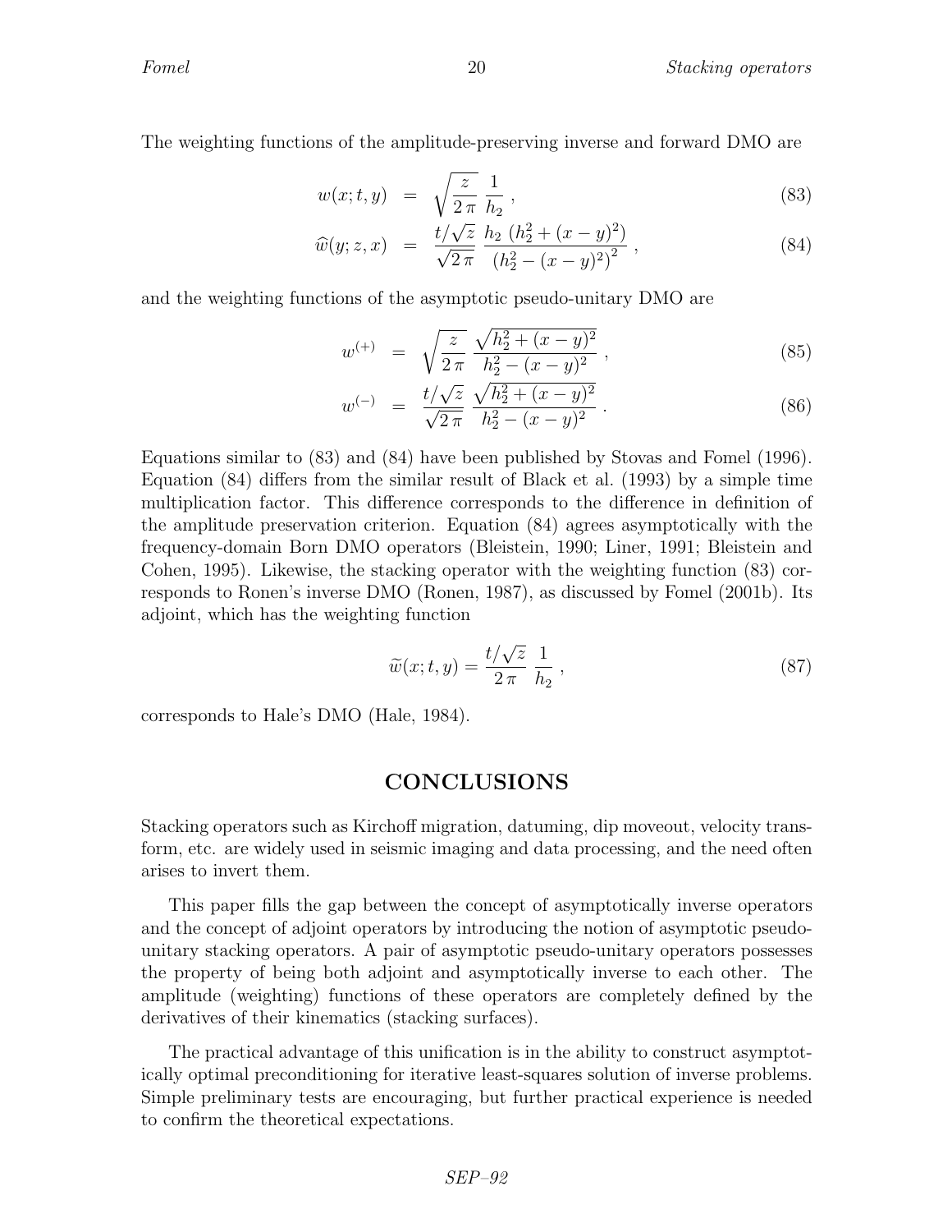The weighting functions of the amplitude-preserving inverse and forward DMO are

$$w(x;t,y) = \sqrt{\frac{z}{2\,\pi}}\;\frac{1}{h_2}\;, \tag{83}$$

$$\widehat{w}(y;z,x) = \frac{t/\sqrt{z}}{\sqrt{2\,\pi}}\;\frac{h_2\;(h_2^2+(x-y)^2)}{\left(h_2^2-(x-y)^2\right)^2}\;, \tag{84}$$

and the weighting functions of the asymptotic pseudo-unitary DMO are

$$w^{(+)} = \sqrt{\frac{z}{2\,\pi}}\;\frac{\sqrt{h_2^2+(x-y)^2}}{h_2^2-(x-y)^2}\;, \tag{85}$$

$$w^{(-)} = \frac{t/\sqrt{z}}{\sqrt{2\,\pi}}\;\frac{\sqrt{h_2^2+(x-y)^2}}{h_2^2-(x-y)^2}\;. \tag{86}$$

Equations similar to (83) and (84) have been published by Stovas and Fomel (1996). Equation (84) differs from the similar result of Black et al. (1993) by a simple time multiplication factor. This difference corresponds to the difference in definition of the amplitude preservation criterion. Equation (84) agrees asymptotically with the frequency-domain Born DMO operators (Bleistein, 1990; Liner, 1991; Bleistein and Cohen, 1995). Likewise, the stacking operator with the weighting function (83) corresponds to Ronen's inverse DMO (Ronen, 1987), as discussed by Fomel (2001b). Its adjoint, which has the weighting function

$$\widetilde{w}(x;t,y) = \frac{t/\sqrt{z}}{2\,\pi}\;\frac{1}{h_2}\;, \tag{87}$$

corresponds to Hale's DMO (Hale, 1984).

## CONCLUSIONS

Stacking operators such as Kirchoff migration, datuming, dip moveout, velocity transform, etc. are widely used in seismic imaging and data processing, and the need often arises to invert them.

This paper fills the gap between the concept of asymptotically inverse operators and the concept of adjoint operators by introducing the notion of asymptotic pseudo-unitary stacking operators. A pair of asymptotic pseudo-unitary operators possesses the property of being both adjoint and asymptotically inverse to each other. The amplitude (weighting) functions of these operators are completely defined by the derivatives of their kinematics (stacking surfaces).

The practical advantage of this unification is in the ability to construct asymptotically optimal preconditioning for iterative least-squares solution of inverse problems. Simple preliminary tests are encouraging, but further practical experience is needed to confirm the theoretical expectations.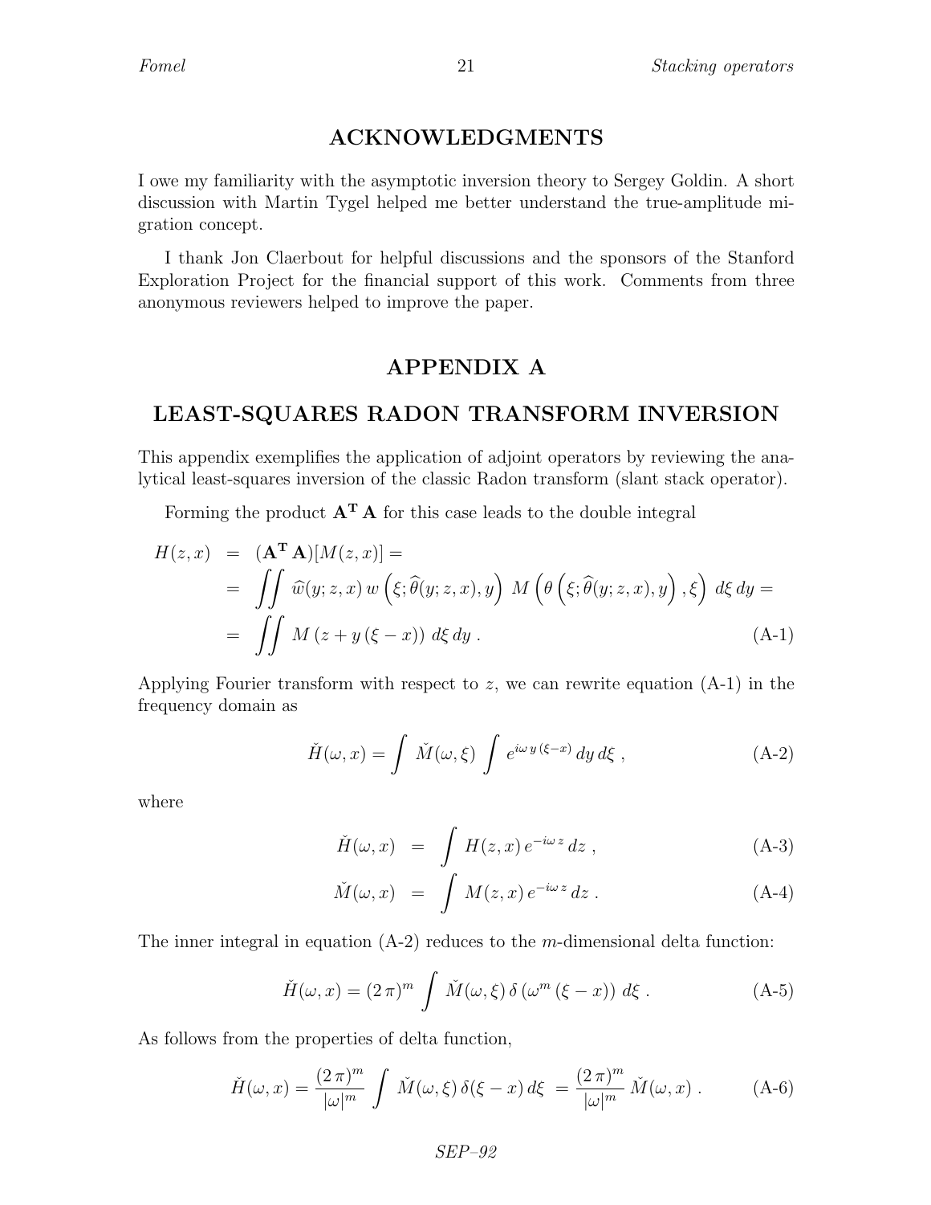## ACKNOWLEDGMENTS

I owe my familiarity with the asymptotic inversion theory to Sergey Goldin. A short discussion with Martin Tygel helped me better understand the true-amplitude migration concept.

I thank Jon Claerbout for helpful discussions and the sponsors of the Stanford Exploration Project for the financial support of this work. Comments from three anonymous reviewers helped to improve the paper.

# APPENDIX A

## LEAST-SQUARES RADON TRANSFORM INVERSION

This appendix exemplifies the application of adjoint operators by reviewing the analytical least-squares inversion of the classic Radon transform (slant stack operator).

Forming the product $\mathbf{A^T}\,\mathbf{A}$ for this case leads to the double integral

$$
\begin{aligned}
H(z,x) &= (\mathbf{A^T}\,\mathbf{A})[M(z,x)] = \\
&= \iint \widehat{w}(y;z,x)\, w\left(\xi;\widehat{\theta}(y;z,x),y\right)\, M\left(\theta\left(\xi;\widehat{\theta}(y;z,x),y\right),\xi\right)\, d\xi\, dy = \\
&= \iint M\left(z + y\,(\xi - x)\right)\, d\xi\, dy\ . \qquad \text{(A-1)}
\end{aligned}
$$

Applying Fourier transform with respect to $z$, we can rewrite equation (A-1) in the frequency domain as

$$
\check{H}(\omega,x) = \int \check{M}(\omega,\xi) \int e^{i\omega\, y\,(\xi - x)}\, dy\, d\xi\ , \qquad \text{(A-2)}
$$

where

$$
\begin{aligned}
\check{H}(\omega,x) &= \int H(z,x)\, e^{-i\omega\, z}\, dz\ , \qquad \text{(A-3)} \\
\check{M}(\omega,x) &= \int M(z,x)\, e^{-i\omega\, z}\, dz\ . \qquad \text{(A-4)}
\end{aligned}
$$

The inner integral in equation (A-2) reduces to the $m$-dimensional delta function:

$$
\check{H}(\omega,x) = (2\,\pi)^m \int \check{M}(\omega,\xi)\, \delta\left(\omega^m\,(\xi - x)\right)\, d\xi\ . \qquad \text{(A-5)}
$$

As follows from the properties of delta function,

$$
\check{H}(\omega,x) = \frac{(2\,\pi)^m}{|\omega|^m} \int \check{M}(\omega,\xi)\, \delta(\xi - x)\, d\xi\ = \frac{(2\,\pi)^m}{|\omega|^m}\, \check{M}(\omega,x)\ . \qquad \text{(A-6)}
$$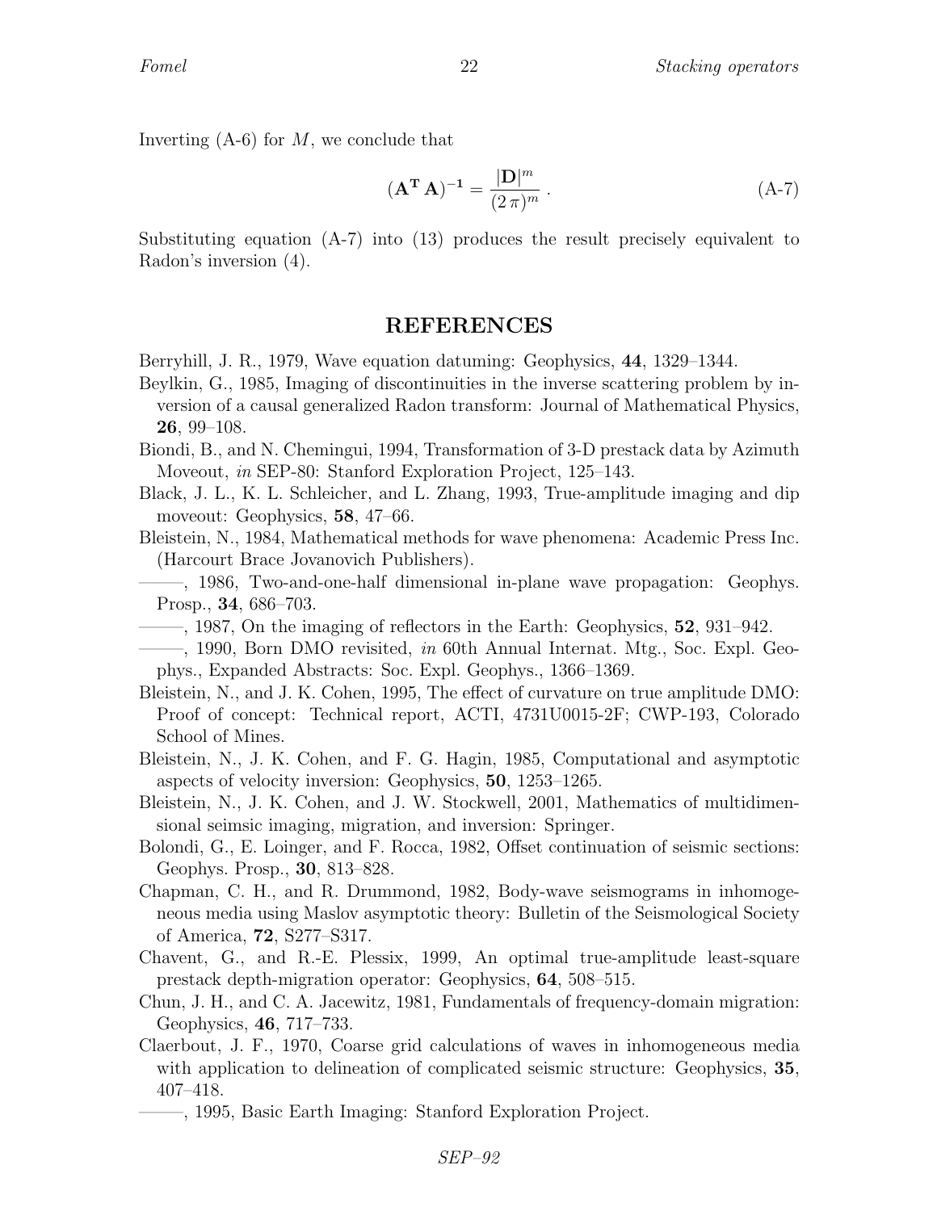Inverting (A-6) for $M$, we conclude that

$$(\mathbf{A^T\,A})^{\mathbf{-1}} = \frac{|\mathbf{D}|^m}{(2\,\pi)^m}\;. \tag{A-7}$$

Substituting equation (A-7) into (13) produces the result precisely equivalent to Radon's inversion (4).

## REFERENCES

Berryhill, J. R., 1979, Wave equation datuming: Geophysics, **44**, 1329–1344.

Beylkin, G., 1985, Imaging of discontinuities in the inverse scattering problem by inversion of a causal generalized Radon transform: Journal of Mathematical Physics, **26**, 99–108.

Biondi, B., and N. Chemingui, 1994, Transformation of 3-D prestack data by Azimuth Moveout, *in* SEP-80: Stanford Exploration Project, 125–143.

Black, J. L., K. L. Schleicher, and L. Zhang, 1993, True-amplitude imaging and dip moveout: Geophysics, **58**, 47–66.

Bleistein, N., 1984, Mathematical methods for wave phenomena: Academic Press Inc. (Harcourt Brace Jovanovich Publishers).

——, 1986, Two-and-one-half dimensional in-plane wave propagation: Geophys. Prosp., **34**, 686–703.

——, 1987, On the imaging of reflectors in the Earth: Geophysics, **52**, 931–942.

——, 1990, Born DMO revisited, *in* 60th Annual Internat. Mtg., Soc. Expl. Geophys., Expanded Abstracts: Soc. Expl. Geophys., 1366–1369.

Bleistein, N., and J. K. Cohen, 1995, The effect of curvature on true amplitude DMO: Proof of concept: Technical report, ACTI, 4731U0015-2F; CWP-193, Colorado School of Mines.

Bleistein, N., J. K. Cohen, and F. G. Hagin, 1985, Computational and asymptotic aspects of velocity inversion: Geophysics, **50**, 1253–1265.

Bleistein, N., J. K. Cohen, and J. W. Stockwell, 2001, Mathematics of multidimensional seimsic imaging, migration, and inversion: Springer.

Bolondi, G., E. Loinger, and F. Rocca, 1982, Offset continuation of seismic sections: Geophys. Prosp., **30**, 813–828.

Chapman, C. H., and R. Drummond, 1982, Body-wave seismograms in inhomogeneous media using Maslov asymptotic theory: Bulletin of the Seismological Society of America, **72**, S277–S317.

Chavent, G., and R.-E. Plessix, 1999, An optimal true-amplitude least-square prestack depth-migration operator: Geophysics, **64**, 508–515.

Chun, J. H., and C. A. Jacewitz, 1981, Fundamentals of frequency-domain migration: Geophysics, **46**, 717–733.

Claerbout, J. F., 1970, Coarse grid calculations of waves in inhomogeneous media with application to delineation of complicated seismic structure: Geophysics, **35**, 407–418.

——, 1995, Basic Earth Imaging: Stanford Exploration Project.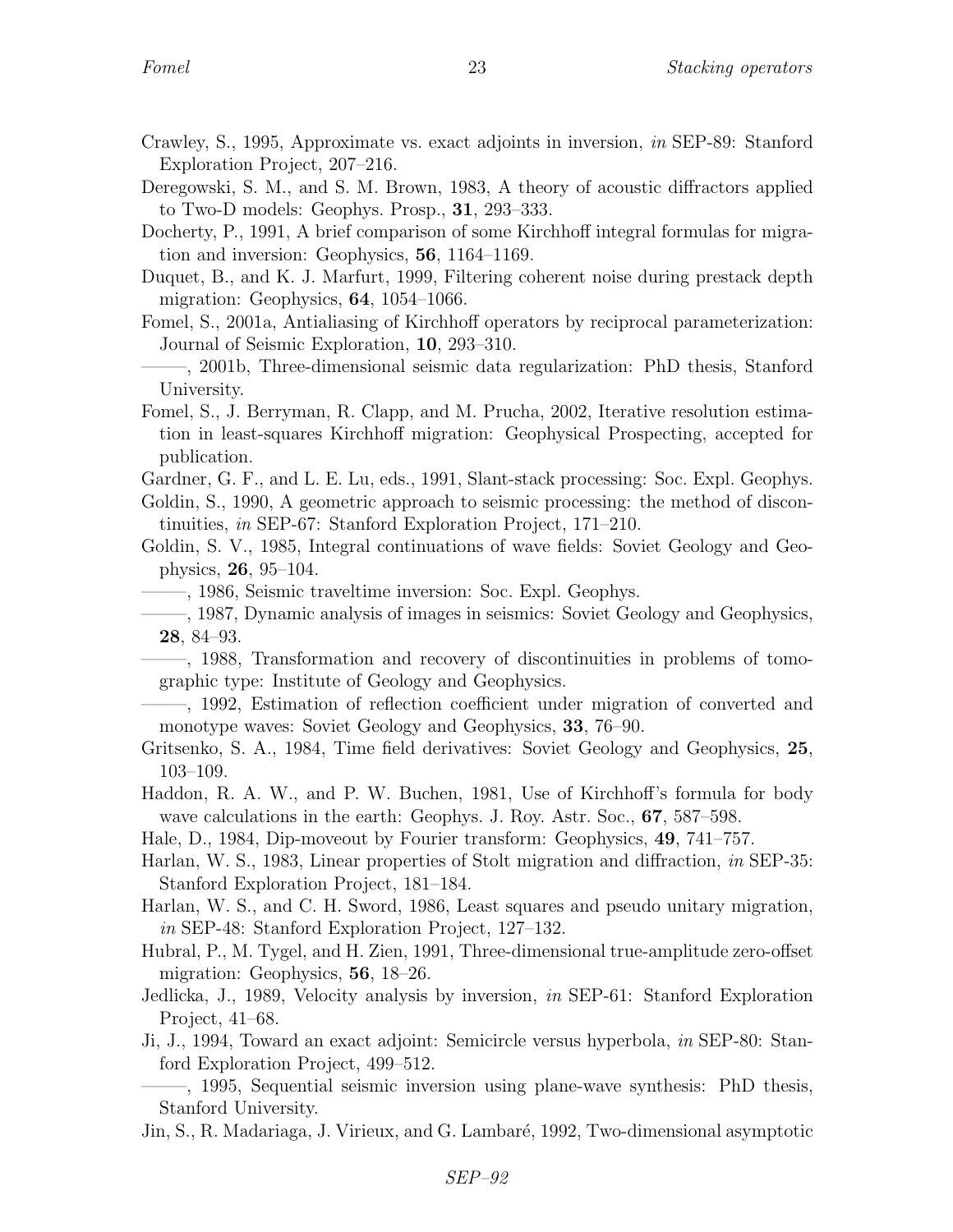Crawley, S., 1995, Approximate vs. exact adjoints in inversion, *in* SEP-89: Stanford Exploration Project, 207–216.

Deregowski, S. M., and S. M. Brown, 1983, A theory of acoustic diffractors applied to Two-D models: Geophys. Prosp., **31**, 293–333.

Docherty, P., 1991, A brief comparison of some Kirchhoff integral formulas for migration and inversion: Geophysics, **56**, 1164–1169.

Duquet, B., and K. J. Marfurt, 1999, Filtering coherent noise during prestack depth migration: Geophysics, **64**, 1054–1066.

Fomel, S., 2001a, Antialiasing of Kirchhoff operators by reciprocal parameterization: Journal of Seismic Exploration, **10**, 293–310.

——, 2001b, Three-dimensional seismic data regularization: PhD thesis, Stanford University.

Fomel, S., J. Berryman, R. Clapp, and M. Prucha, 2002, Iterative resolution estimation in least-squares Kirchhoff migration: Geophysical Prospecting, accepted for publication.

Gardner, G. F., and L. E. Lu, eds., 1991, Slant-stack processing: Soc. Expl. Geophys.

Goldin, S., 1990, A geometric approach to seismic processing: the method of discontinuities, *in* SEP-67: Stanford Exploration Project, 171–210.

Goldin, S. V., 1985, Integral continuations of wave fields: Soviet Geology and Geophysics, **26**, 95–104.

——, 1986, Seismic traveltime inversion: Soc. Expl. Geophys.

——, 1987, Dynamic analysis of images in seismics: Soviet Geology and Geophysics, **28**, 84–93.

——, 1988, Transformation and recovery of discontinuities in problems of tomographic type: Institute of Geology and Geophysics.

——, 1992, Estimation of reflection coefficient under migration of converted and monotype waves: Soviet Geology and Geophysics, **33**, 76–90.

Gritsenko, S. A., 1984, Time field derivatives: Soviet Geology and Geophysics, **25**, 103–109.

Haddon, R. A. W., and P. W. Buchen, 1981, Use of Kirchhoff's formula for body wave calculations in the earth: Geophys. J. Roy. Astr. Soc., **67**, 587–598.

Hale, D., 1984, Dip-moveout by Fourier transform: Geophysics, **49**, 741–757.

Harlan, W. S., 1983, Linear properties of Stolt migration and diffraction, *in* SEP-35: Stanford Exploration Project, 181–184.

Harlan, W. S., and C. H. Sword, 1986, Least squares and pseudo unitary migration, *in* SEP-48: Stanford Exploration Project, 127–132.

Hubral, P., M. Tygel, and H. Zien, 1991, Three-dimensional true-amplitude zero-offset migration: Geophysics, **56**, 18–26.

Jedlicka, J., 1989, Velocity analysis by inversion, *in* SEP-61: Stanford Exploration Project, 41–68.

Ji, J., 1994, Toward an exact adjoint: Semicircle versus hyperbola, *in* SEP-80: Stanford Exploration Project, 499–512.

——, 1995, Sequential seismic inversion using plane-wave synthesis: PhD thesis, Stanford University.

Jin, S., R. Madariaga, J. Virieux, and G. Lambaré, 1992, Two-dimensional asymptotic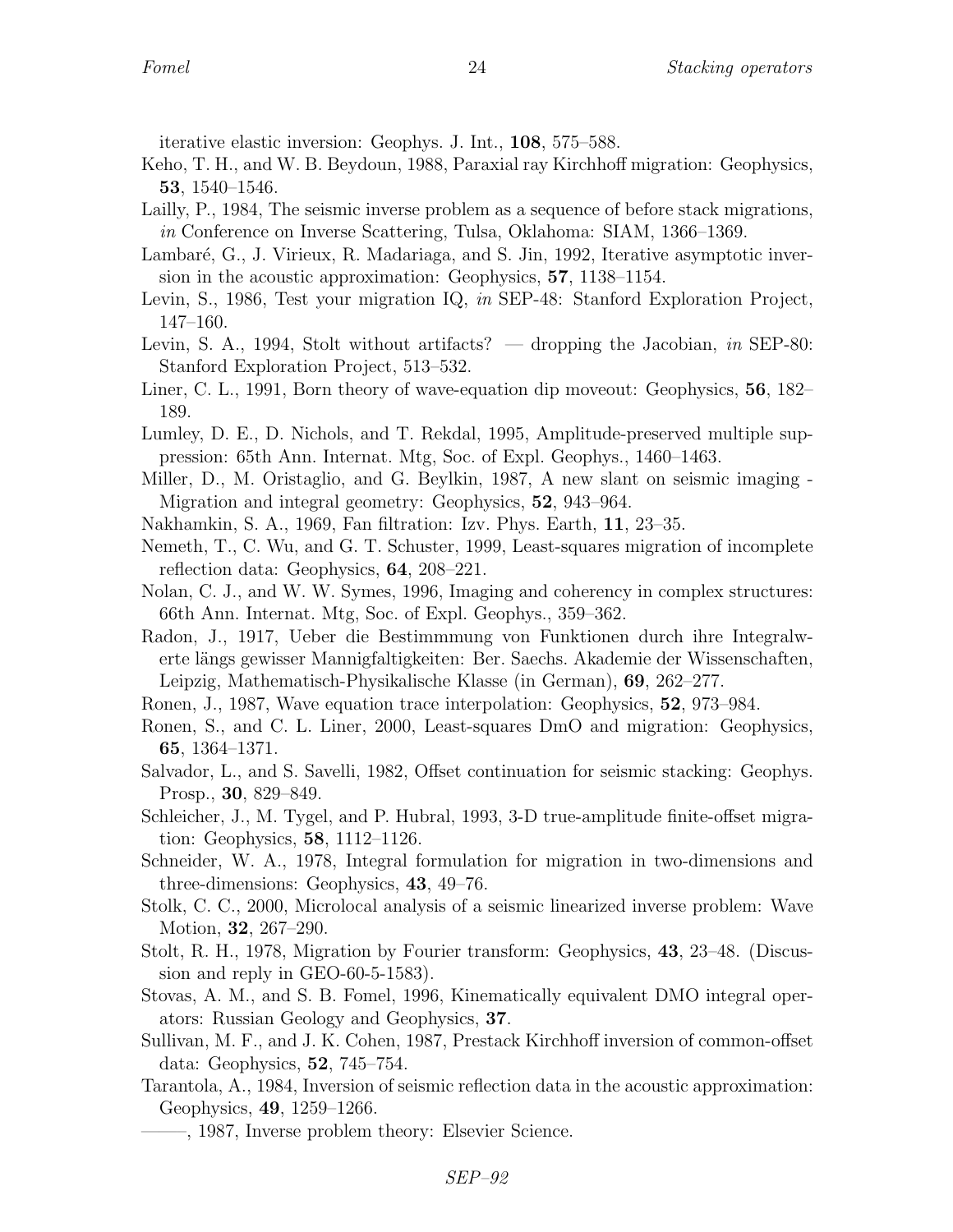iterative elastic inversion: Geophys. J. Int., **108**, 575–588.

Keho, T. H., and W. B. Beydoun, 1988, Paraxial ray Kirchhoff migration: Geophysics, **53**, 1540–1546.

Lailly, P., 1984, The seismic inverse problem as a sequence of before stack migrations, *in* Conference on Inverse Scattering, Tulsa, Oklahoma: SIAM, 1366–1369.

Lambaré, G., J. Virieux, R. Madariaga, and S. Jin, 1992, Iterative asymptotic inversion in the acoustic approximation: Geophysics, **57**, 1138–1154.

Levin, S., 1986, Test your migration IQ, *in* SEP-48: Stanford Exploration Project, 147–160.

Levin, S. A., 1994, Stolt without artifacts? — dropping the Jacobian, *in* SEP-80: Stanford Exploration Project, 513–532.

Liner, C. L., 1991, Born theory of wave-equation dip moveout: Geophysics, **56**, 182–189.

Lumley, D. E., D. Nichols, and T. Rekdal, 1995, Amplitude-preserved multiple suppression: 65th Ann. Internat. Mtg, Soc. of Expl. Geophys., 1460–1463.

Miller, D., M. Oristaglio, and G. Beylkin, 1987, A new slant on seismic imaging - Migration and integral geometry: Geophysics, **52**, 943–964.

Nakhamkin, S. A., 1969, Fan filtration: Izv. Phys. Earth, **11**, 23–35.

Nemeth, T., C. Wu, and G. T. Schuster, 1999, Least-squares migration of incomplete reflection data: Geophysics, **64**, 208–221.

Nolan, C. J., and W. W. Symes, 1996, Imaging and coherency in complex structures: 66th Ann. Internat. Mtg, Soc. of Expl. Geophys., 359–362.

Radon, J., 1917, Ueber die Bestimmmung von Funktionen durch ihre Integralwerte längs gewisser Mannigfaltigkeiten: Ber. Saechs. Akademie der Wissenschaften, Leipzig, Mathematisch-Physikalische Klasse (in German), **69**, 262–277.

Ronen, J., 1987, Wave equation trace interpolation: Geophysics, **52**, 973–984.

Ronen, S., and C. L. Liner, 2000, Least-squares DmO and migration: Geophysics, **65**, 1364–1371.

Salvador, L., and S. Savelli, 1982, Offset continuation for seismic stacking: Geophys. Prosp., **30**, 829–849.

Schleicher, J., M. Tygel, and P. Hubral, 1993, 3-D true-amplitude finite-offset migration: Geophysics, **58**, 1112–1126.

Schneider, W. A., 1978, Integral formulation for migration in two-dimensions and three-dimensions: Geophysics, **43**, 49–76.

Stolk, C. C., 2000, Microlocal analysis of a seismic linearized inverse problem: Wave Motion, **32**, 267–290.

Stolt, R. H., 1978, Migration by Fourier transform: Geophysics, **43**, 23–48. (Discussion and reply in GEO-60-5-1583).

Stovas, A. M., and S. B. Fomel, 1996, Kinematically equivalent DMO integral operators: Russian Geology and Geophysics, **37**.

Sullivan, M. F., and J. K. Cohen, 1987, Prestack Kirchhoff inversion of common-offset data: Geophysics, **52**, 745–754.

Tarantola, A., 1984, Inversion of seismic reflection data in the acoustic approximation: Geophysics, **49**, 1259–1266.

———, 1987, Inverse problem theory: Elsevier Science.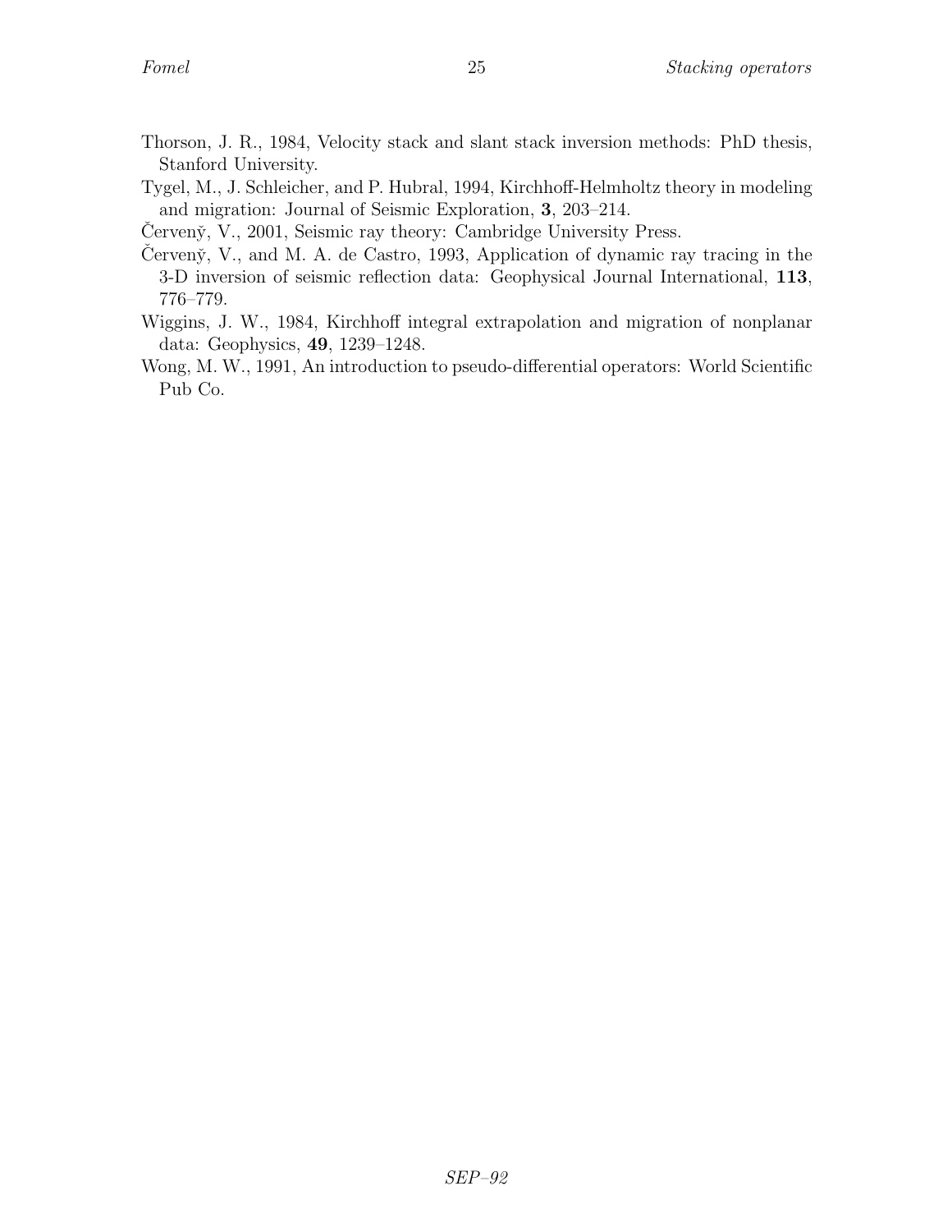Thorson, J. R., 1984, Velocity stack and slant stack inversion methods: PhD thesis, Stanford University.

Tygel, M., J. Schleicher, and P. Hubral, 1994, Kirchhoff-Helmholtz theory in modeling and migration: Journal of Seismic Exploration, **3**, 203–214.

Červený, V., 2001, Seismic ray theory: Cambridge University Press.

Červený, V., and M. A. de Castro, 1993, Application of dynamic ray tracing in the 3-D inversion of seismic reflection data: Geophysical Journal International, **113**, 776–779.

Wiggins, J. W., 1984, Kirchhoff integral extrapolation and migration of nonplanar data: Geophysics, **49**, 1239–1248.

Wong, M. W., 1991, An introduction to pseudo-differential operators: World Scientific Pub Co.